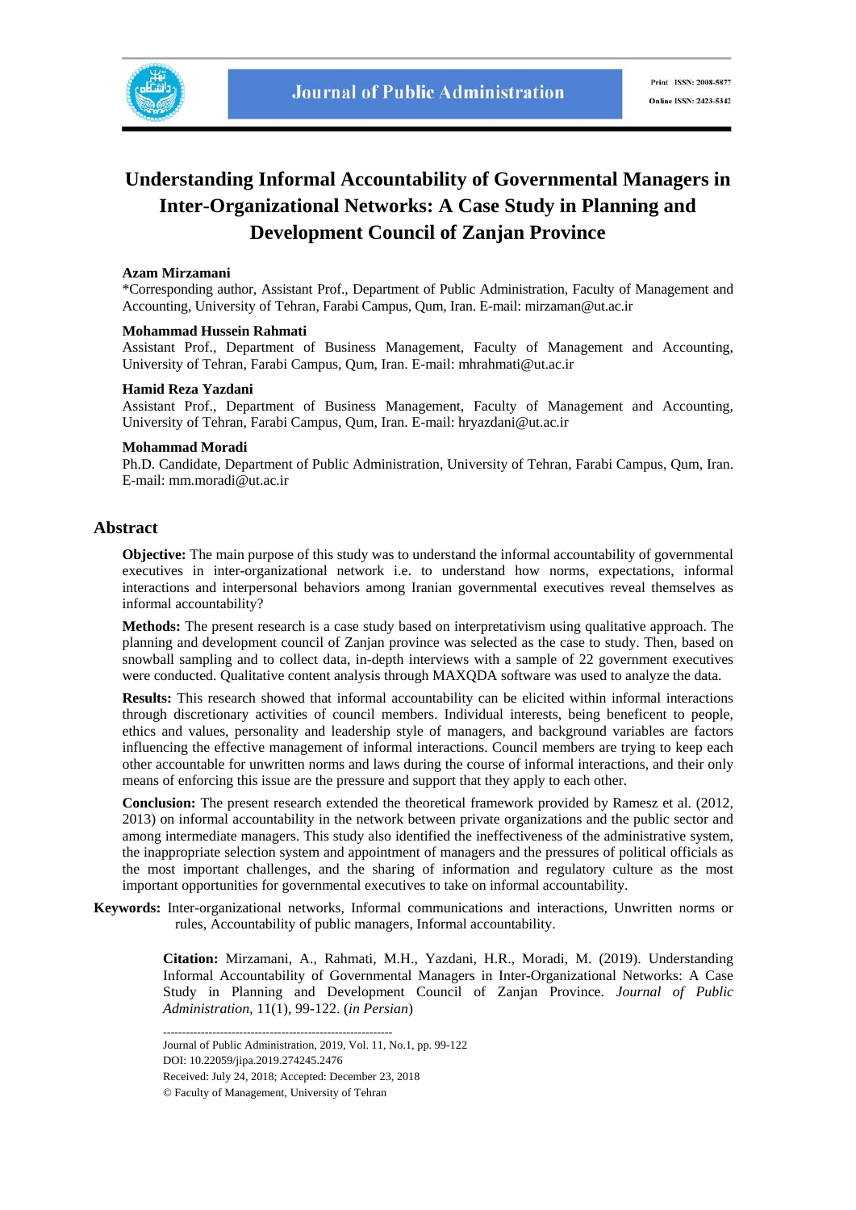# Understanding Informal Accountability of Governmental Managers in Inter-Organizational Networks: A Case Study in Planning and Development Council of Zanjan Province

**Azam Mirzamani**
*Corresponding author, Assistant Prof., Department of Public Administration, Faculty of Management and Accounting, University of Tehran, Farabi Campus, Qum, Iran. E-mail: mirzaman@ut.ac.ir

**Mohammad Hussein Rahmati**
Assistant Prof., Department of Business Management, Faculty of Management and Accounting, University of Tehran, Farabi Campus, Qum, Iran. E-mail: mhrahmati@ut.ac.ir

**Hamid Reza Yazdani**
Assistant Prof., Department of Business Management, Faculty of Management and Accounting, University of Tehran, Farabi Campus, Qum, Iran. E-mail: hryazdani@ut.ac.ir

**Mohammad Moradi**
Ph.D. Candidate, Department of Public Administration, University of Tehran, Farabi Campus, Qum, Iran. E-mail: mm.moradi@ut.ac.ir

## Abstract

**Objective:** The main purpose of this study was to understand the informal accountability of governmental executives in inter-organizational network i.e. to understand how norms, expectations, informal interactions and interpersonal behaviors among Iranian governmental executives reveal themselves as informal accountability?

**Methods:** The present research is a case study based on interpretativism using qualitative approach. The planning and development council of Zanjan province was selected as the case to study. Then, based on snowball sampling and to collect data, in-depth interviews with a sample of 22 government executives were conducted. Qualitative content analysis through MAXQDA software was used to analyze the data.

**Results:** This research showed that informal accountability can be elicited within informal interactions through discretionary activities of council members. Individual interests, being beneficent to people, ethics and values, personality and leadership style of managers, and background variables are factors influencing the effective management of informal interactions. Council members are trying to keep each other accountable for unwritten norms and laws during the course of informal interactions, and their only means of enforcing this issue are the pressure and support that they apply to each other.

**Conclusion:** The present research extended the theoretical framework provided by Ramesz et al. (2012, 2013) on informal accountability in the network between private organizations and the public sector and among intermediate managers. This study also identified the ineffectiveness of the administrative system, the inappropriate selection system and appointment of managers and the pressures of political officials as the most important challenges, and the sharing of information and regulatory culture as the most important opportunities for governmental executives to take on informal accountability.

**Keywords:** Inter-organizational networks, Informal communications and interactions, Unwritten norms or rules, Accountability of public managers, Informal accountability.

**Citation:** Mirzamani, A., Rahmati, M.H., Yazdani, H.R., Moradi, M. (2019). Understanding Informal Accountability of Governmental Managers in Inter-Organizational Networks: A Case Study in Planning and Development Council of Zanjan Province. *Journal of Public Administration*, 11(1), 99-122. (*in Persian*)

------------------------------------------------------------

Journal of Public Administration, 2019, Vol. 11, No.1, pp. 99-122
DOI: 10.22059/jipa.2019.274245.2476
Received: July 24, 2018; Accepted: December 23, 2018
© Faculty of Management, University of Tehran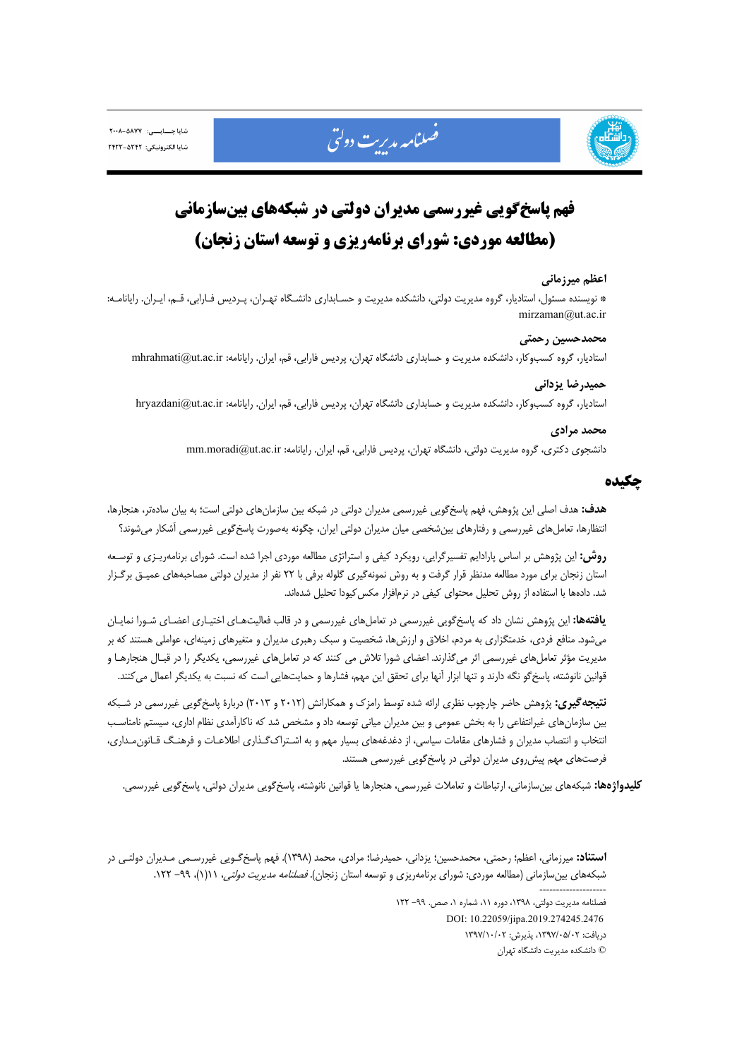# فهم پاسخ‌گویی غیررسمی مدیران دولتی در شبکه‌های بین‌سازمانی (مطالعه موردی: شورای برنامه‌ریزی و توسعه استان زنجان)

**اعظم میرزمانی**

* نویسنده مسئول، استادیار، گروه مدیریت دولتی، دانشکده مدیریت و حسابداری دانشگاه تهران، پردیس فارابی، قم، ایران. رایانامه: mirzaman@ut.ac.ir

**محمدحسین رحمتی**

استادیار، گروه کسب‌وکار، دانشکده مدیریت و حسابداری دانشگاه تهران، پردیس فارابی، قم، ایران. رایانامه: mhrahmati@ut.ac.ir

**حمیدرضا یزدانی**

استادیار، گروه کسب‌وکار، دانشکده مدیریت و حسابداری دانشگاه تهران، پردیس فارابی، قم، ایران. رایانامه: hryazdani@ut.ac.ir

**محمد مرادی**

دانشجوی دکتری، گروه مدیریت دولتی، دانشگاه تهران، پردیس فارابی، قم، ایران. رایانامه: mm.moradi@ut.ac.ir

## چکیده

**هدف:** هدف اصلی این پژوهش، فهم پاسخ‌گویی غیررسمی مدیران دولتی در شبکه بین سازمان‌های دولتی است؛ به بیان ساده‌تر، هنجارها، انتظارها، تعامل‌های غیررسمی و رفتارهای بین‌شخصی میان مدیران دولتی ایران، چگونه به‌صورت پاسخ‌گویی غیررسمی آشکار می‌شوند؟

**روش:** این پژوهش بر اساس پارادایم تفسیرگرایی، رویکرد کیفی و استراتژی مطالعه موردی اجرا شده است. شورای برنامه‌ریزی و توسعه استان زنجان برای مورد مطالعه مدنظر قرار گرفت و به روش نمونه‌گیری گلوله برفی با ۲۲ نفر از مدیران دولتی مصاحبه‌های عمیق برگزار شد. داده‌ها با استفاده از روش تحلیل محتوای کیفی در نرم‌افزار مکس‌کیودا تحلیل شده‌اند.

**یافته‌ها:** این پژوهش نشان داد که پاسخ‌گویی غیررسمی در تعامل‌های غیررسمی و در قالب فعالیت‌های اختیاری اعضای شورا نمایان می‌شود. منافع فردی، خدمتگزاری به مردم، اخلاق و ارزش‌ها، شخصیت و سبک رهبری مدیران و متغیرهای زمینه‌ای، عواملی هستند که بر مدیریت مؤثر تعامل‌های غیررسمی اثر می‌گذارند. اعضای شورا تلاش می کنند که در تعامل‌های غیررسمی، یکدیگر را در قبال هنجارها و قوانین نانوشته، پاسخ‌گو نگه دارند و تنها ابزار آنها برای تحقق این مهم، فشارها و حمایت‌هایی است که نسبت به یکدیگر اعمال می‌کنند.

**نتیجه‌گیری:** پژوهش حاضر چارچوب نظری ارائه شده توسط رامزک و همکارانش (۲۰۱۲ و ۲۰۱۳) دربارهٔ پاسخ‌گویی غیررسمی در شبکه بین سازمان‌های غیرانتفاعی را به بخش عمومی و بین مدیران میانی توسعه داد و مشخص شد که ناکارآمدی نظام اداری، سیستم نامناسب انتخاب و انتصاب مدیران و فشارهای مقامات سیاسی، از دغدغه‌های بسیار مهم و به اشتراک‌گذاری اطلاعات و فرهنگ قانون‌مداری، فرصت‌های مهم پیش‌روی مدیران دولتی در پاسخ‌گویی غیررسمی هستند.

**کلیدواژه‌ها:** شبکه‌های بین‌سازمانی، ارتباطات و تعاملات غیررسمی، هنجارها یا قوانین نانوشته، پاسخ‌گویی مدیران دولتی، پاسخ‌گویی غیررسمی.

**استناد:** میرزمانی، اعظم؛ رحمتی، محمدحسین؛ یزدانی، حمیدرضا؛ مرادی، محمد (۱۳۹۸). فهم پاسخ‌گویی غیررسمی مدیران دولتی در شبکه‌های بین‌سازمانی (مطالعه موردی: شورای برنامه‌ریزی و توسعه استان زنجان). *فصلنامه مدیریت دولتی*، ۱۱(۱)، ۹۹- ۱۲۲.

---

فصلنامه مدیریت دولتی، ۱۳۹۸، دوره ۱۱، شماره ۱، صص. ۹۹- ۱۲۲

DOI: 10.22059/jipa.2019.274245.2476

دریافت: ۱۳۹۷/۰۵/۰۲، پذیرش: ۱۳۹۷/۱۰/۰۲

© دانشکده مدیریت دانشگاه تهران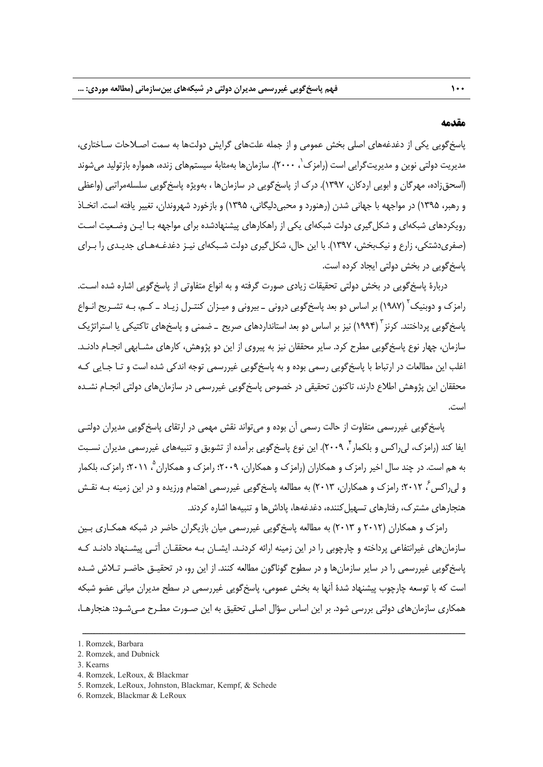## مقدمه

پاسخ‌گویی یکی از دغدغه‌های اصلی بخش عمومی و از جمله علت‌های گرایش دولت‌ها به سمت اصلاحات ساختاری، مدیریت دولتی نوین و مدیریت‌گرایی است (رامزک[1]، ۲۰۰۰). سازمان‌ها به‌مثابهٔ سیستم‌های زنده، همواره بازتولید می‌شوند (اسحق‌زاده، مهرگان و ابویی اردکان، ۱۳۹۷). درک از پاسخ‌گویی در سازمان‌ها ، به‌ویژه پاسخ‌گویی سلسله‌مراتبی (واعظی و رهبر، ۱۳۹۵) در مواجهه با جهانی شدن (رهنورد و محبی‌دلیگانی، ۱۳۹۵) و بازخورد شهروندان، تغییر یافته است. اتخاذ رویکردهای شبکه‌ای و شکل‌گیری دولت شبکه‌ای یکی از راهکارهای پیشنهادشده برای مواجهه با این وضعیت است (صفری‌دشتکی، زارع و نیک‌بخش، ۱۳۹۷). با این حال، شکل‌گیری دولت شبکه‌ای نیز دغدغه‌های جدیدی را برای پاسخ‌گویی در بخش دولتی ایجاد کرده است.

دربارهٔ پاسخ‌گویی در بخش دولتی تحقیقات زیادی صورت گرفته و به انواع متفاوتی از پاسخ‌گویی اشاره شده است. رامزک و دوبنیک[2] (۱۹۸۷) بر اساس دو بعد پاسخ‌گویی درونی ـ بیرونی و میزان کنترل زیاد ـ کم، به تشریح انواع پاسخ‌گویی پرداختند. کرنز[3] (۱۹۹۴) نیز بر اساس دو بعد استانداردهای صریح ـ ضمنی و پاسخ‌های تاکتیکی یا استراتژیک سازمان، چهار نوع پاسخ‌گویی مطرح کرد. سایر محققان نیز به پیروی از این دو پژوهش، کارهای مشابهی انجام دادند. اغلب این مطالعات در ارتباط با پاسخ‌گویی رسمی بوده و به پاسخ‌گویی غیررسمی توجه اندکی شده است و تا جایی که محققان این پژوهش اطلاع دارند، تاکنون تحقیقی در خصوص پاسخ‌گویی غیررسمی در سازمان‌های دولتی انجام نشده است.

پاسخ‌گویی غیررسمی متفاوت از حالت رسمی آن بوده و می‌تواند نقش مهمی در ارتقای پاسخ‌گویی مدیران دولتی ایفا کند (رامزک، لی‌راکس و بلکمار[4]، ۲۰۰۹). این نوع پاسخ‌گویی برآمده از تشویق و تنبیه‌های غیررسمی مدیران نسبت به هم است. در چند سال اخیر رامزک و همکاران (رامزک و همکاران، ۲۰۰۹؛ رامزک و همکاران[5]، ۲۰۱۱؛ رامزک، بلکمار و لی‌راکس[6]، ۲۰۱۲؛ رامزک و همکاران، ۲۰۱۳) به مطالعه پاسخ‌گویی غیررسمی اهتمام ورزیده و در این زمینه به نقش هنجارهای مشترک، رفتارهای تسهیل‌کننده، دغدغه‌ها، پاداش‌ها و تنبیه‌ها اشاره کردند.

رامزک و همکاران (۲۰۱۲ و ۲۰۱۳) به مطالعه پاسخ‌گویی غیررسمی میان بازیگران حاضر در شبکه همکاری بین سازمان‌های غیرانتفاعی پرداخته و چارچوبی را در این زمینه ارائه کردند. ایشان به محققان آتی پیشنهاد دادند که پاسخ‌گویی غیررسمی را در سایر سازمان‌ها و در سطوح گوناگون مطالعه کنند. از این رو، در تحقیق حاضر تلاش شده است که با توسعه چارچوب پیشنهاد شدهٔ آنها به بخش عمومی، پاسخ‌گویی غیررسمی در سطح مدیران میانی عضو شبکه همکاری سازمان‌های دولتی بررسی شود. بر این اساس سؤال اصلی تحقیق به این صورت مطرح می‌شود: هنجارها،

---

1. Romzek, Barbara
2. Romzek, and Dubnick
3. Kearns
4. Romzek, LeRoux, & Blackmar
5. Romzek, LeRoux, Johnston, Blackmar, Kempf, & Schede
6. Romzek, Blackmar & LeRoux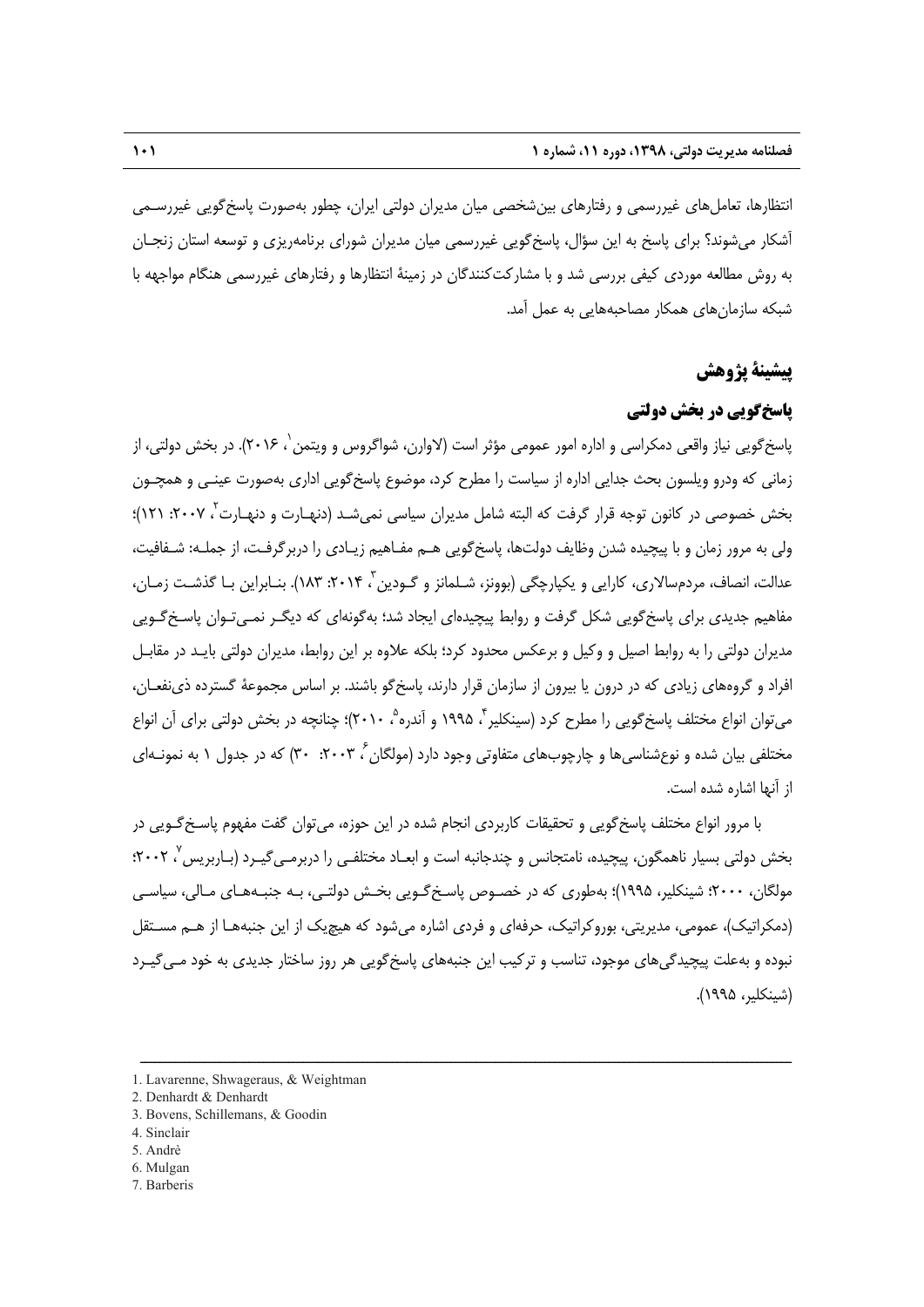انتظارها، تعامل‌های غیررسمی و رفتارهای بین‌شخصی میان مدیران دولتی ایران، چطور به‌صورت پاسخ‌گویی غیررسمی آشکار می‌شوند؟ برای پاسخ به این سؤال، پاسخ‌گویی غیررسمی میان مدیران شورای برنامه‌ریزی و توسعه استان زنجان به روش مطالعه موردی کیفی بررسی شد و با مشارکت‌کنندگان در زمینهٔ انتظارها و رفتارهای غیررسمی هنگام مواجهه با شبکه سازمان‌های همکار مصاحبه‌هایی به عمل آمد.

## پیشینهٔ پژوهش

### پاسخ‌گویی در بخش دولتی

پاسخ‌گویی نیاز واقعی دمکراسی و اداره امور عمومی مؤثر است (لاوارن، شواگروس و ویتمن[1]، ۲۰۱۶). در بخش دولتی، از زمانی که ودرو ویلسون بحث جدایی اداره از سیاست را مطرح کرد، موضوع پاسخ‌گویی اداری به‌صورت عینی و همچون بخش خصوصی در کانون توجه قرار گرفت که البته شامل مدیران سیاسی نمی‌شد (دنهارت و دنهارت[2]، ۲۰۰۷: ۱۲۱)؛ ولی به مرور زمان و با پیچیده شدن وظایف دولت‌ها، پاسخ‌گویی هم مفاهیم زیادی را دربرگرفت، از جمله: شفافیت، عدالت، انصاف، مردم‌سالاری، کارایی و یکپارچگی (بوونز، شلمانز و گودین[3]، ۲۰۱۴: ۱۸۳). بنابراین با گذشت زمان، مفاهیم جدیدی برای پاسخ‌گویی شکل گرفت و روابط پیچیده‌ای ایجاد شد؛ به‌گونه‌ای که دیگر نمی‌توان پاسخ‌گویی مدیران دولتی را به روابط اصیل و وکیل و برعکس محدود کرد؛ بلکه علاوه بر این روابط، مدیران دولتی باید در مقابل افراد و گروه‌های زیادی که در درون یا بیرون از سازمان قرار دارند، پاسخ‌گو باشند. بر اساس مجموعهٔ گسترده ذی‌نفعان، می‌توان انواع مختلف پاسخ‌گویی را مطرح کرد (سینکلیر[4]، ۱۹۹۵ و آندره[5]، ۲۰۱۰)؛ چنانچه در بخش دولتی برای آن انواع مختلفی بیان شده و نوع‌شناسی‌ها و چارچوب‌های متفاوتی وجود دارد (مولگان[6]، ۲۰۰۳: ۳۰) که در جدول ۱ به نمونه‌ای از آنها اشاره شده است.

با مرور انواع مختلف پاسخ‌گویی و تحقیقات کاربردی انجام شده در این حوزه، می‌توان گفت مفهوم پاسخ‌گویی در بخش دولتی بسیار ناهمگون، پیچیده، نامتجانس و چندجانبه است و ابعاد مختلفی را دربرمی‌گیرد (باربریس[7]، ۲۰۰۲؛ مولگان، ۲۰۰۰؛ شینکلیر، ۱۹۹۵)؛ به‌طوری که در خصوص پاسخ‌گویی بخش دولتی، به جنبه‌های مالی، سیاسی (دمکراتیک)، عمومی، مدیریتی، بوروکراتیک، حرفه‌ای و فردی اشاره می‌شود که هیچ‌یک از این جنبه‌ها از هم مستقل نبوده و به‌علت پیچیدگی‌های موجود، تناسب و ترکیب این جنبه‌های پاسخ‌گویی هر روز ساختار جدیدی به خود می‌گیرد (شینکلیر، ۱۹۹۵).

---

1. Lavarenne, Shwageraus, & Weightman
2. Denhardt & Denhardt
3. Bovens, Schillemans, & Goodin
4. Sinclair
5. Andrè
6. Mulgan
7. Barberis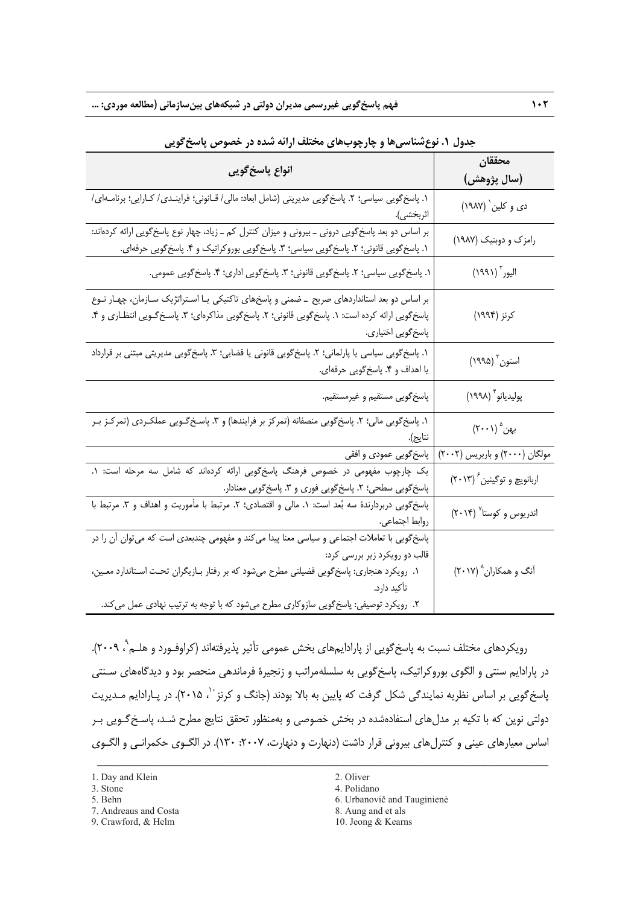**جدول ۱. نوع‌شناسی‌ها و چارچوب‌های مختلف ارائه شده در خصوص پاسخ‌گویی**

| محققان (سال پژوهش) | انواع پاسخ‌گویی |
|---|---|
| دی و کلین[1] (۱۹۸۷) | ۱. پاسخ‌گویی سیاسی؛ ۲. پاسخ‌گویی مدیریتی (شامل ابعاد: مالی/ قانونی؛ فرایندی/ کارایی؛ برنامه‌ای/ اثربخشی). |
| رامزک و دوبنیک (۱۹۸۷) | بر اساس دو بعد پاسخ‌گویی درونی ـ بیرونی و میزان کنترل کم ـ زیاد، چهار نوع پاسخ‌گویی ارائه کرده‌اند: ۱. پاسخ‌گویی قانونی؛ ۲. پاسخ‌گویی سیاسی؛ ۳. پاسخ‌گویی بوروکراتیک و ۴. پاسخ‌گویی حرفه‌ای. |
| الیور[2] (۱۹۹۱) | ۱. پاسخ‌گویی سیاسی؛ ۲. پاسخ‌گویی قانونی؛ ۳. پاسخ‌گویی اداری؛ ۴. پاسخ‌گویی عمومی. |
| کرنز (۱۹۹۴) | بر اساس دو بعد استانداردهای صریح ـ ضمنی و پاسخ‌های تاکتیکی یا استراتژیک سازمان، چهار نوع پاسخ‌گویی ارائه کرده است: ۱. پاسخ‌گویی قانونی؛ ۲. پاسخ‌گویی مذاکره‌ای؛ ۳. پاسخ‌گویی انتظاری و ۴. پاسخ‌گویی اختیاری. |
| استون[3] (۱۹۹۵) | ۱. پاسخ‌گویی سیاسی یا پارلمانی؛ ۲. پاسخ‌گویی قانونی یا قضایی؛ ۳. پاسخ‌گویی مدیریتی مبتنی بر قرارداد یا اهداف و ۴. پاسخ‌گویی حرفه‌ای. |
| پولیدیانو[4] (۱۹۹۸) | پاسخ‌گویی مستقیم و غیرمستقیم. |
| بهن[5] (۲۰۰۱) | ۱. پاسخ‌گویی مالی؛ ۲. پاسخ‌گویی منصفانه (تمرکز بر فرایندها) و ۳. پاسخ‌گویی عملکردی (تمرکز بر نتایج). |
| مولگان (۲۰۰۰) و باربریس (۲۰۰۲) | پاسخ‌گویی عمودی و افقی |
| اربانویچ و توگینین[6] (۲۰۱۳) | یک چارچوب مفهومی در خصوص فرهنگ پاسخ‌گویی ارائه کرده‌اند که شامل سه مرحله است: ۱. پاسخ‌گویی سطحی؛ ۲. پاسخ‌گویی فوری و ۳. پاسخ‌گویی معنادار. |
| اندریوس و کوستا[7] (۲۰۱۴) | پاسخ‌گویی دربردارندهٔ سه بُعد است: ۱. مالی و اقتصادی؛ ۲. مرتبط با مأموریت و اهداف و ۳. مرتبط با روابط اجتماعی. |
| أنگ و همکاران[8] (۲۰۱۷) | پاسخ‌گویی با تعاملات اجتماعی و سیاسی معنا پیدا می‌کند و مفهومی چندبعدی است که می‌توان آن را در قالب دو رویکرد زیر بررسی کرد: ۱. رویکرد هنجاری: پاسخ‌گویی فضیلتی مطرح می‌شود که بر رفتار بازیگران تحت استاندارد معین، تأکید دارد. ۲. رویکرد توصیفی: پاسخ‌گویی سازوکاری مطرح می‌شود که با توجه به ترتیب نهادی عمل می‌کند. |

رویکردهای مختلف نسبت به پاسخ‌گویی از پارادایم‌های بخش عمومی تأثیر پذیرفته‌اند (کراوفورد و هلم[9]، ۲۰۰۹). در پارادایم سنتی و الگوی بوروکراتیک، پاسخ‌گویی به سلسله‌مراتب و زنجیرهٔ فرماندهی منحصر بود و دیدگاه‌های سنتی پاسخ‌گویی بر اساس نظریه نمایندگی شکل گرفت که پایین به بالا بودند (جانگ و کرنز[10]، ۲۰۱۵). در پارادایم مدیریت دولتی نوین که با تکیه بر مدل‌های استفاده‌شده در بخش خصوصی و به‌منظور تحقق نتایج مطرح شد، پاسخ‌گویی بر اساس معیارهای عینی و کنترل‌های بیرونی قرار داشت (دنهارت و دنهارت، ۲۰۰۷: ۱۳۰). در الگوی حکمرانی و الگوی

---

1. Day and Klein
2. Oliver
3. Stone
4. Polidano
5. Behn
6. Urbanovič and Tauginienė
7. Andreaus and Costa
8. Aung and et als
9. Crawford, & Helm
10. Jeong & Kearns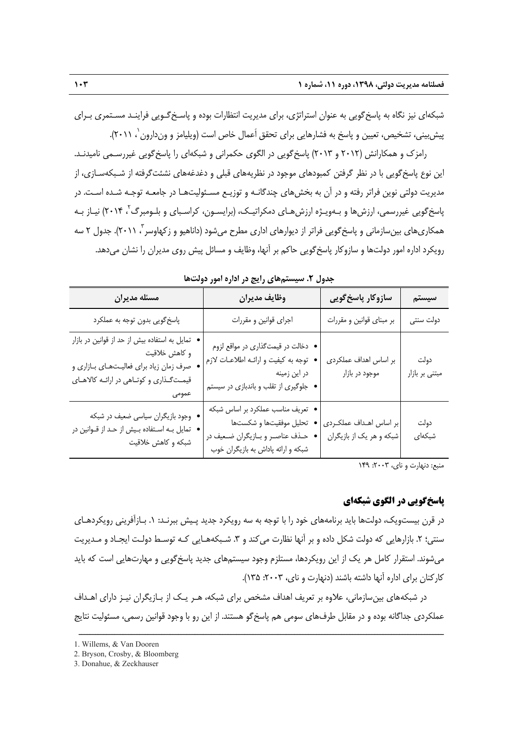شبکه‌ای نیز نگاه به پاسخ‌گویی به عنوان استراتژی، برای مدیریت انتظارات بوده و پاسخ‌گویی فرایند مستمری برای پیش‌بینی، تشخیص، تعیین و پاسخ به فشارهایی برای تحقق اَعمال خاص است (ویلیامز و ون‌دارون[1]، ۲۰۱۱).

رامزک و همکارانش (۲۰۱۲ و ۲۰۱۳) پاسخ‌گویی در الگوی حکمرانی و شبکه‌ای را پاسخ‌گویی غیررسمی نامیدند. این نوع پاسخ‌گویی با در نظر گرفتن کمبودهای موجود در نظریه‌های قبلی و دغدغه‌های نشئت‌گرفته از شبکه‌سازی، از مدیریت دولتی نوین فراتر رفته و در آن به بخش‌های چندگانه و توزیع مسئولیت‌ها در جامعه توجه شده است. در پاسخ‌گویی غیررسمی، ارزش‌ها و به‌ویژه ارزش‌های دمکراتیک، (برایسون، کراسبای و بلومبرگ[2]، ۲۰۱۴) نیاز به همکاری‌های بین‌سازمانی و پاسخ‌گویی فراتر از دیوارهای اداری مطرح می‌شود (داناهیو و زکهاوسر[3]، ۲۰۱۱). جدول ۲ سه رویکرد اداره امور دولت‌ها و سازوکار پاسخ‌گویی حاکم بر آنها، وظایف و مسائل پیش روی مدیران را نشان می‌دهد.

**جدول ۲. سیستم‌های رایج در اداره امور دولت‌ها**

| سیستم | سازوکار پاسخ‌گویی | وظایف مدیران | مسئله مدیران |
|---|---|---|---|
| دولت سنتی | بر مبنای قوانین و مقررات | اجرای قوانین و مقررات | پاسخ‌گویی بدون توجه به عملکرد |
| دولت مبتنی بر بازار | بر اساس اهداف عملکردی موجود در بازار | • دخالت در قیمت‌گذاری در مواقع لزوم<br>• توجه به کیفیت و ارائه اطلاعات لازم در این زمینه<br>• جلوگیری از تقلب و باندبازی در سیستم | • تمایل به استفاده بیش از حد از قوانین در بازار و کاهش خلاقیت<br>• صرف زمان زیاد برای فعالیت‌های بازاری و قیمت‌گذاری و کوتاهی در ارائه کالاهای عمومی |
| دولت شبکه‌ای | بر اساس اهداف عملکردی شبکه و هر یک از بازیگران | • تعریف مناسب عملکرد بر اساس شبکه<br>• تحلیل موفقیت‌ها و شکست‌ها<br>• حذف عناصر و بازیگران ضعیف در شبکه و ارائه پاداش به بازیگران خوب | • وجود بازیگران سیاسی ضعیف در شبکه<br>• تمایل به استفاده بیش از حد از قوانین در شبکه و کاهش خلاقیت |

منبع: دنهارت و نای، ۲۰۰۳: ۱۴۹

## پاسخ‌گویی در الگوی شبکه‌ای

در قرن بیست‌ویک، دولت‌ها باید برنامه‌های خود را با توجه به سه رویکرد جدید پیش ببرند: ۱. بازآفرینی رویکردهای سنتی؛ ۲. بازارهایی که دولت شکل داده و بر آنها نظارت می‌کند و ۳. شبکه‌هایی که توسط دولت ایجاد و مدیریت می‌شوند. استقرار کامل هر یک از این رویکردها، مستلزم وجود سیستم‌های جدید پاسخ‌گویی و مهارت‌هایی است که باید کارکنان برای اداره آنها داشته باشند (دنهارت و نای، ۲۰۰۳: ۱۳۵).

در شبکه‌های بین‌سازمانی، علاوه بر تعریف اهداف مشخص برای شبکه، هر یک از بازیگران نیز دارای اهداف عملکردی جداگانه بوده و در مقابل طرف‌های سومی هم پاسخ‌گو هستند. از این رو با وجود قوانین رسمی، مسئولیت نتایج

---

1. Willems, & Van Dooren
2. Bryson, Crosby, & Bloomberg
3. Donahue, & Zeckhauser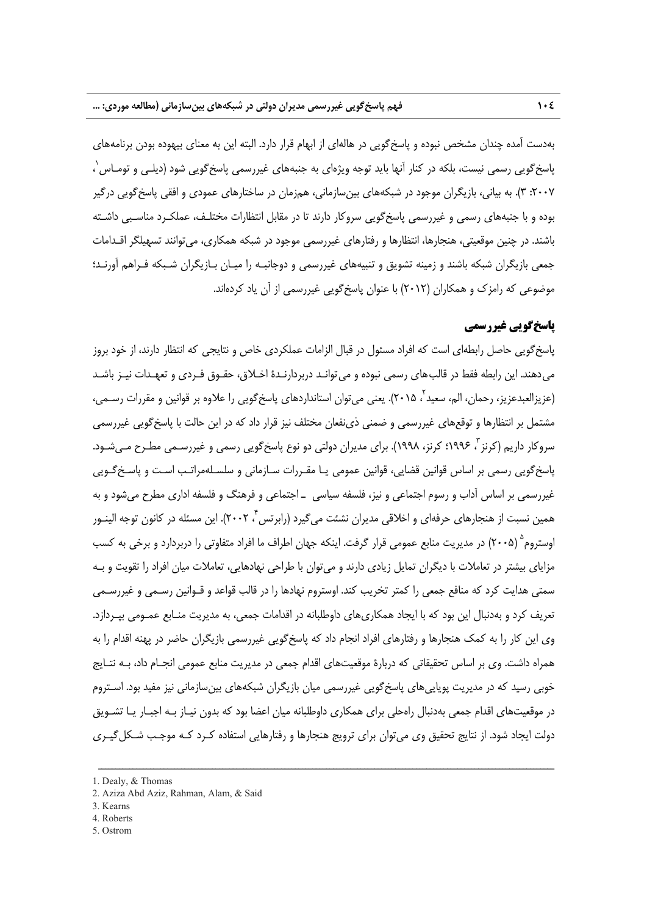به‌دست آمده چندان مشخص نبوده و پاسخ‌گویی در هاله‌ای از ابهام قرار دارد. البته این به معنای بیهوده بودن برنامه‌های پاسخ‌گویی رسمی نیست، بلکه در کنار آنها باید توجه ویژه‌ای به جنبه‌های غیررسمی پاسخ‌گویی شود (دیلی و توماس[1]، ۲۰۰۷: ۳). به بیانی، بازیگران موجود در شبکه‌های بین‌سازمانی، هم‌زمان در ساختارهای عمودی و افقی پاسخ‌گویی درگیر بوده و با جنبه‌های رسمی و غیررسمی پاسخ‌گویی سروکار دارند تا در مقابل انتظارات مختلف، عملکرد مناسبی داشته باشند. در چنین موقعیتی، هنجارها، انتظارها و رفتارهای غیررسمی موجود در شبکه همکاری، می‌توانند تسهیلگر اقدامات جمعی بازیگران شبکه باشند و زمینه تشویق و تنبیه‌های غیررسمی و دوجانبه را میان بازیگران شبکه فراهم آورند؛ موضوعی که رامزک و همکاران (۲۰۱۲) با عنوان پاسخ‌گویی غیررسمی از آن یاد کرده‌اند.

## پاسخ‌گویی غیررسمی

پاسخ‌گویی حاصل رابطه‌ای است که افراد مسئول در قبال الزامات عملکردی خاص و نتایجی که انتظار دارند، از خود بروز می‌دهند. این رابطه فقط در قالب‌های رسمی نبوده و می‌تواند دربردارندهٔ اخلاق، حقوق فردی و تعهدات نیز باشد (عزیزالعبدعزیز، رحمان، الم، سعید[2]، ۲۰۱۵). یعنی می‌توان استانداردهای پاسخ‌گویی را علاوه بر قوانین و مقررات رسمی، مشتمل بر انتظارها و توقع‌های غیررسمی و ضمنی ذی‌نفعان مختلف نیز قرار داد که در این حالت با پاسخ‌گویی غیررسمی سروکار داریم (کرنز[3]، ۱۹۹۶؛ کرنز، ۱۹۹۸). برای مدیران دولتی دو نوع پاسخ‌گویی رسمی و غیررسمی مطرح می‌شود. پاسخ‌گویی رسمی بر اساس قوانین قضایی، قوانین عمومی یا مقررات سازمانی و سلسله‌مراتب است و پاسخ‌گویی غیررسمی بر اساس آداب و رسوم اجتماعی و نیز، فلسفه سیاسی ـ اجتماعی و فرهنگ و فلسفه اداری مطرح می‌شود و به همین نسبت از هنجارهای حرفه‌ای و اخلاقی مدیران نشئت می‌گیرد (رابرتس[4]، ۲۰۰۲). این مسئله در کانون توجه الینور اوستروم[5] (۲۰۰۵) در مدیریت منابع عمومی قرار گرفت. اینکه جهان اطراف ما افراد متفاوتی را دربردارد و برخی به کسب مزایای بیشتر در تعاملات با دیگران تمایل زیادی دارند و می‌توان با طراحی نهادهایی، تعاملات میان افراد را تقویت و به سمتی هدایت کرد که منافع جمعی را کمتر تخریب کند. اوستروم نهادها را در قالب قواعد و قوانین رسمی و غیررسمی تعریف کرد و به‌دنبال این بود که با ایجاد همکاری‌های داوطلبانه در اقدامات جمعی، به مدیریت منابع عمومی بپردازد. وی این کار را به کمک هنجارها و رفتارهای افراد انجام داد که پاسخ‌گویی غیررسمی بازیگران حاضر در پهنه اقدام را به همراه داشت. وی بر اساس تحقیقاتی که دربارهٔ موقعیت‌های اقدام جمعی در مدیریت منابع عمومی انجام داد، به نتایج خوبی رسید که در مدیریت پویایی‌های پاسخ‌گویی غیررسمی میان بازیگران شبکه‌های بین‌سازمانی نیز مفید بود. استروم در موقعیت‌های اقدام جمعی به‌دنبال راه‌حلی برای همکاری داوطلبانه میان اعضا بود که بدون نیاز به اجبار یا تشویق دولت ایجاد شود. از نتایج تحقیق وی می‌توان برای ترویج هنجارها و رفتارهایی استفاده کرد که موجب شکل‌گیری

---

1. Dealy, & Thomas
2. Aziza Abd Aziz, Rahman, Alam, & Said
3. Kearns
4. Roberts
5. Ostrom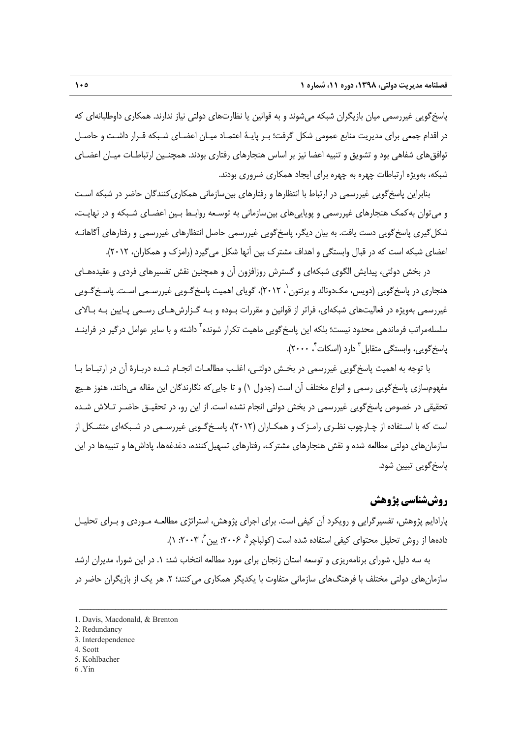پاسخ‌گویی غیررسمی میان بازیگران شبکه می‌شوند و به قوانین یا نظارت‌های دولتی نیاز ندارند. همکاری داوطلبانه‌ای که در اقدام جمعی برای مدیریت منابع عمومی شکل گرفت؛ بـر پایـۀ اعتمـاد میـان اعضـای شـبکه قـرار داشـت و حاصـل توافق‌های شفاهی بود و تشویق و تنبیه اعضا نیز بر اساس هنجارهای رفتاری بودند. همچنـین ارتباطـات میـان اعضـای شبکه، به‌ویژه ارتباطات چهره به چهره برای ایجاد همکاری ضروری بودند.

بنابراین پاسخ‌گویی غیررسمی در ارتباط با انتظارها و رفتارهای بین‌سازمانی همکاری‌کنندگان حاضر در شبکه اسـت و می‌توان به‌کمک هنجارهای غیررسمی و پویایی‌های بین‌سازمانی به توسـعه روابـط بـین اعضـای شـبکه و در نهایـت، شکل‌گیری پاسخ‌گویی دست یافت. به بیان دیگر، پاسخ‌گویی غیررسمی حاصل انتظارهای غیررسمی و رفتارهای آگاهانـه اعضای شبکه است که در قبال وابستگی و اهداف مشترک بین آنها شکل می‌گیرد (رامزک و همکاران، ۲۰۱۲).

در بخش دولتی، پیدایش الگوی شبکه‌ای و گسترش روزافزون آن و همچنین نقش تفسیرهای فردی و عقیده‌هـای هنجاری در پاسخ‌گویی (دویس، مک‌دونالد و برنتون[1]، ۲۰۱۲)، گویای اهمیت پاسخ‌گـویی غیررسـمی اسـت. پاسـخ‌گـویی غیررسمی به‌ویژه در فعالیت‌های شبکه‌ای، فراتر از قوانین و مقررات بـوده و بـه گـزارش‌هـای رسـمی پـایین بـه بـالای سلسله‌مراتب فرماندهی محدود نیست؛ بلکه این پاسخ‌گویی ماهیت تکرار شونده[2] داشته و با سایر عوامل درگیر در فراینـد پاسخ‌گویی، وابستگی متقابل[3] دارد (اسکات[4]، ۲۰۰۰).

با توجه به اهمیت پاسخ‌گویی غیررسمی در بخـش دولتـی، اغلـب مطالعـات انجـام شـده دربـارۀ آن در ارتبـاط بـا مفهوم‌سازی پاسخ‌گویی رسمی و انواع مختلف آن است (جدول ۱) و تا جایی‌که نگارندگان این مقاله می‌دانند، هنوز هـیچ تحقیقی در خصوص پاسخ‌گویی غیررسمی در بخش دولتی انجام نشده است. از این رو، در تحقیـق حاضـر تـلاش شـده است که با اسـتفاده از چـارچوب نظـری رامـزک و همکـاران (۲۰۱۲)، پاسـخ‌گـویی غیررسـمی در شـبکه‌ای متشـکل از سازمان‌های دولتی مطالعه شده و نقش هنجارهای مشترک، رفتارهای تسهیل‌کننده، دغدغه‌ها، پاداش‌ها و تنبیه‌ها در این پاسخ‌گویی تبیین شود.

## روش‌شناسی پژوهش

پارادایم پژوهش، تفسیرگرایی و رویکرد آن کیفی است. برای اجرای پژوهش، استراتژی مطالعـه مـوردی و بـرای تحلیـل داده‌ها از روش تحلیل محتوای کیفی استفاده شده است (کولباچر[5]، ۲۰۰۶؛ یین[6]، ۲۰۰۳: ۱).

به سه دلیل، شورای برنامه‌ریزی و توسعه استان زنجان برای مورد مطالعه انتخاب شد: ۱. در این شورا، مدیران ارشد سازمان‌های دولتی مختلف با فرهنگ‌های سازمانی متفاوت با یکدیگر همکاری می‌کنند؛ ۲. هر یک از بازیگران حاضر در

---

1. Davis, Macdonald, & Brenton
2. Redundancy
3. Interdependence
4. Scott
5. Kohlbacher
6. Yin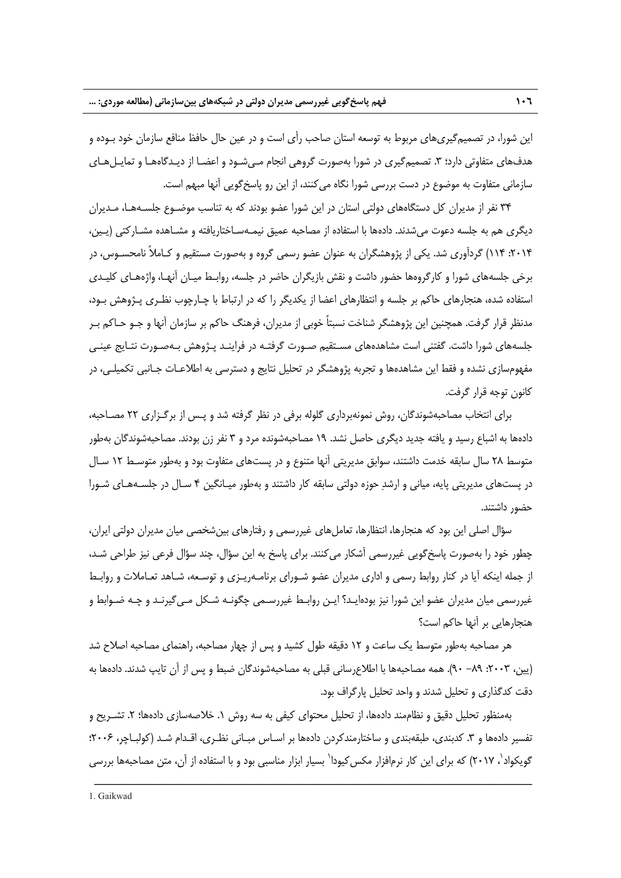این شورا، در تصمیم‌گیری‌های مربوط به توسعه استان صاحب رأی است و در عین حال حافظ منافع سازمان خود بوده و هدف‌های متفاوتی دارد؛ ۳. تصمیم‌گیری در شورا به‌صورت گروهی انجام می‌شود و اعضا از دیدگاه‌ها و تمایل‌های سازمانی متفاوت به موضوع در دست بررسی شورا نگاه می‌کنند، از این رو پاسخ‌گویی آنها مبهم است.

۳۴ نفر از مدیران کل دستگاه‌های دولتی استان در این شورا عضو بودند که به تناسب موضوع جلسه‌ها، مدیران دیگری هم به جلسه دعوت می‌شدند. داده‌ها با استفاده از مصاحبه عمیق نیمه‌ساختاریافته و مشاهده مشارکتی (یین، ۲۰۱۴: ۱۱۴) گردآوری شد. یکی از پژوهشگران به عنوان عضو رسمی گروه و به‌صورت مستقیم و کاملاً نامحسوس، در برخی جلسه‌های شورا و کارگروه‌ها حضور داشت و نقش بازیگران حاضر در جلسه، روابط میان آنها، واژه‌های کلیدی استفاده شده، هنجارهای حاکم بر جلسه و انتظارهای اعضا از یکدیگر را که در ارتباط با چارچوب نظری پژوهش بود، مدنظر قرار گرفت. همچنین این پژوهشگر شناخت نسبتاً خوبی از مدیران، فرهنگ حاکم بر سازمان آنها و جو حاکم بر جلسه‌های شورا داشت. گفتنی است مشاهده‌های مستقیم صورت گرفته در فرایند پژوهش به‌صورت نتایج عینی مفهوم‌سازی نشده و فقط این مشاهده‌ها و تجربه پژوهشگر در تحلیل نتایج و دسترسی به اطلاعات جانبی تکمیلی، در کانون توجه قرار گرفت.

برای انتخاب مصاحبه‌شوندگان، روش نمونه‌برداری گلوله برفی در نظر گرفته شد و پس از برگزاری ۲۲ مصاحبه، داده‌ها به اشباع رسید و یافته جدید دیگری حاصل نشد. ۱۹ مصاحبه‌شونده مرد و ۳ نفر زن بودند. مصاحبه‌شوندگان به‌طور متوسط ۲۸ سال سابقه خدمت داشتند، سوابق مدیریتی آنها متنوع و در پست‌های متفاوت بود و به‌طور متوسط ۱۲ سال در پست‌های مدیریتی پایه، میانی و ارشدِ حوزه دولتی سابقه کار داشتند و به‌طور میانگین ۴ سال در جلسه‌های شورا حضور داشتند.

سؤال اصلی این بود که هنجارها، انتظارها، تعامل‌های غیررسمی و رفتارهای بین‌شخصی میان مدیران دولتی ایران، چطور خود را به‌صورت پاسخ‌گویی غیررسمی آشکار می‌کنند. برای پاسخ به این سؤال، چند سؤال فرعی نیز طراحی شد، از جمله اینکه آیا در کنار روابط رسمی و اداری مدیران عضو شورای برنامه‌ریزی و توسعه، شاهد تعاملات و روابط غیررسمی میان مدیران عضو این شورا نیز بوده‌اید؟ این روابط غیررسمی چگونه شکل می‌گیرند و چه ضوابط و هنجارهایی بر آنها حاکم است؟

هر مصاحبه به‌طور متوسط یک ساعت و ۱۲ دقیقه طول کشید و پس از چهار مصاحبه، راهنمای مصاحبه اصلاح شد (یین، ۲۰۰۳: ۸۹– ۹۰). همه مصاحبه‌ها با اطلاع‌رسانی قبلی به مصاحبه‌شوندگان ضبط و پس از آن تایپ شدند. داده‌ها به دقت کدگذاری و تحلیل شدند و واحد تحلیل پارگراف بود.

به‌منظور تحلیل دقیق و نظام‌مند داده‌ها، از تحلیل محتوای کیفی به سه روش ۱. خلاصه‌سازی داده‌ها؛ ۲. تشریح و تفسیر داده‌ها و ۳. کدبندی، طبقه‌بندی و ساختارمندکردن داده‌ها بر اساس مبانی نظری، اقدام شد (کولباچر، ۲۰۰۶؛ گویکواد[1]، ۲۰۱۷) که برای این کار نرم‌افزار مکس‌کیودا[1] بسیار ابزار مناسبی بود و با استفاده از آن، متن مصاحبه‌ها بررسی

---

1. Gaikwad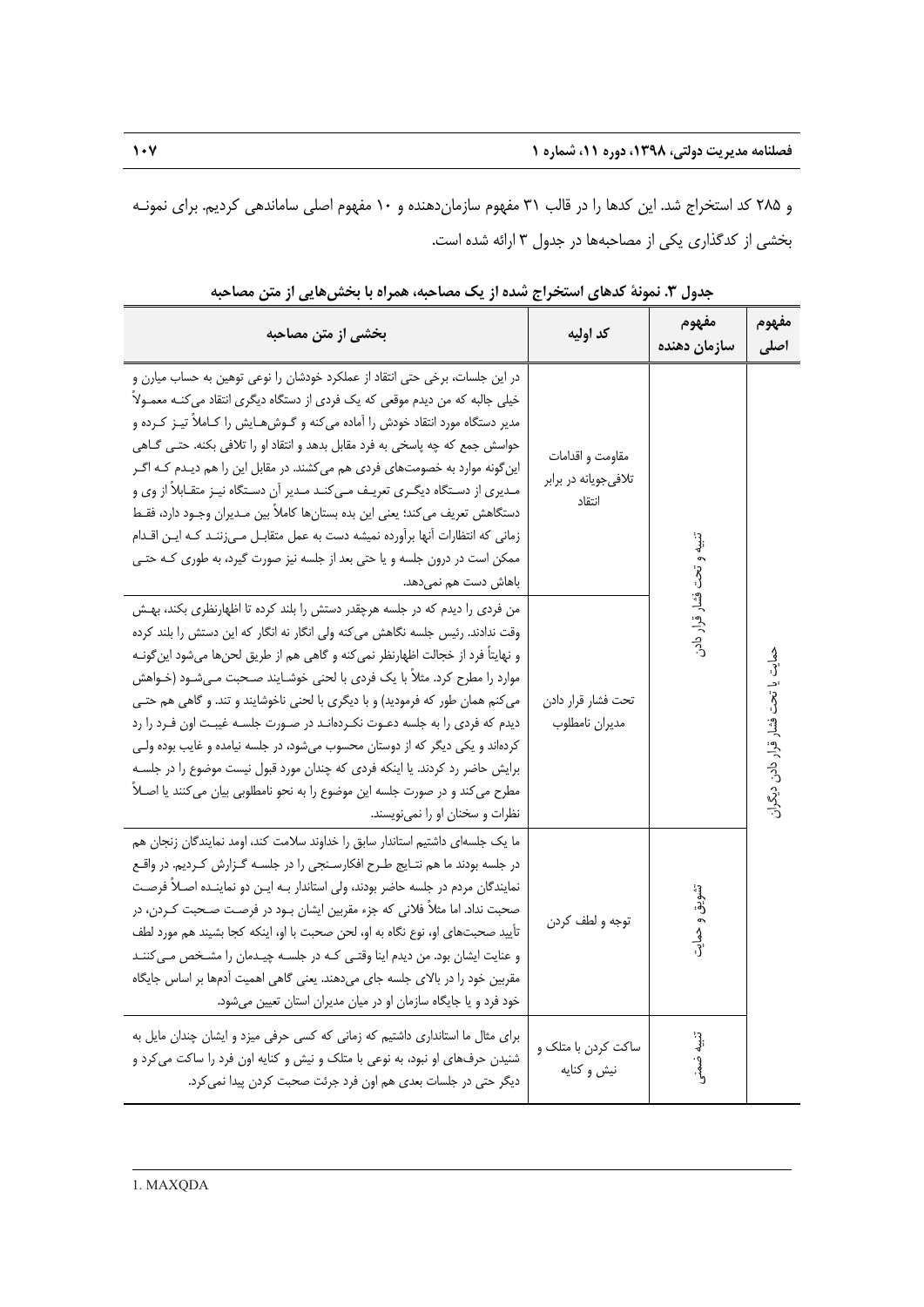و ۲۸۵ کد استخراج شد. این کدها را در قالب ۳۱ مفهوم سازمان‌دهنده و ۱۰ مفهوم اصلی ساماندهی کردیم. برای نمونـه بخشی از کدگذاری یکی از مصاحبه‌ها در جدول ۳ ارائه شده است.

**جدول ۳. نمونهٔ کدهای استخراج شده از یک مصاحبه، همراه با بخش‌هایی از متن مصاحبه**

| بخشی از متن مصاحبه | کد اولیه | مفهوم سازمان دهنده | مفهوم اصلی |
|---|---|---|---|
| در این جلسات، برخی حتی انتقاد از عملکرد خودشان را نوعی توهین به حساب میارن و خیلی جالبه که من دیدم موقعی که یک فردی از دستگاه دیگری انتقاد می‌کنـه معمـولاً مدیر دستگاه مورد انتقاد خودش را آماده می‌کنه و گـوش‌هـایش را کـاملاً تیـز کـرده و حواسش جمع که چه پاسخی به فرد مقابل بدهد و انتقاد او را تلافی بکنه. حتـی گـاهی این‌گونه موارد به خصومت‌های فردی هم می‌کشند. در مقابل این را هم دیـدم کـه اگـر مـدیری از دسـتگاه دیگـری تعریـف مـی‌کنـد مـدیر آن دسـتگاه نیـز متقـابلاً از وی و دستگاهش تعریف می‌کند؛ یعنی این بده بستان‌ها کاملاً بین مـدیران وجـود دارد، فقـط زمانی که انتظارات آنها برآورده نمیشه دست به عمل متقابـل مـی‌زننـد کـه ایـن اقـدام ممکن است در درون جلسه و یا حتی بعد از جلسه نیز صورت گیرد، به طوری کـه حتـی باهاش دست هم نمی‌دهد. | مقاومت و اقدامات تلافی‌جویانه در برابر انتقاد | تنبیه و تحت فشار قرار دادن | حمایت یا تحت فشار قرار دادن دیگران |
| من فردی را دیدم که در جلسه هرچقدر دستش را بلند کرده تا اظهارنظری بکند، بهـش وقت ندادند. رئیس جلسه نگاهش می‌کنه ولی انگار نه انگار که این دستش را بلند کرده و نهایتاً فرد از خجالت اظهارنظر نمی‌کنه و گاهی هم از طریق لحن‌ها می‌شود این‌گونـه موارد را مطرح کرد. مثلاً با یک فردی با لحنی خوشـایند صـحبت مـی‌شـود (خـواهش می‌کنم همان طور که فرمودید) و با دیگری با لحنی ناخوشایند و تند. و گاهی هم حتـی دیدم که فردی را به جلسه دعـوت نکـرده‌انـد در صـورت جلسـه غیبـت اون فـرد را رد کرده‌اند و یکی دیگر که از دوستان محسوب می‌شود، در جلسه نیامده و غایب بوده ولـی برایش حاضر رد کردند. یا اینکه فردی که چندان مورد قبول نیست موضوع را در جلسـه مطرح می‌کند و در صورت جلسه این موضوع را به نحو نامطلوبی بیان می‌کنند یا اصـلاً نظرات و سخنان او را نمی‌نویسند. | تحت فشار قرار دادن مدیران نامطلوب | | |
| ما یک جلسه‌ای داشتیم استاندار سابق را خداوند سلامت کند، اومد نمایندگان زنجان هم در جلسه بودند ما هم نتـایج طـرح افکارسـنجی را در جلسـه گـزارش کـردیم. در واقـع نمایندگان مردم در جلسه حاضر بودند، ولی استاندار بـه ایـن دو نماینـده اصـلاً فرصـت صحبت نداد. اما مثلاً فلانی که جزء مقربین ایشان بـود در فرصـت صـحبت کـردن، در تأیید صحبت‌های او، نوع نگاه به او، لحن صحبت با او، اینکه کجا بشیند هم مورد لطف و عنایت ایشان بود. من دیدم اینا وقتـی کـه در جلسـه چیـدمان مـی‌کننـد مقربین خود را در بالای جلسه جای می‌دهند. یعنی گاهی اهمیت آدم‌ها بر اساس جایگاه خود فرد و یا جایگاه سازمان او در میان مدیران استان تعیین می‌شود. | توجه و لطف کردن | تشویق و حمایت | |
| برای مثال ما استانداری داشتیم که زمانی که کسی حرفی میزد و ایشان چندان مایل به شنیدن حرف‌های او نبود، به نوعی با متلک و نیش و کنایه اون فرد را ساکت می‌کرد و دیگر حتی در جلسات بعدی هم اون فرد جرئت صحبت کردن پیدا نمی‌کرد. | ساکت کردن با متلک و نیش و کنایه | تنبیه ضمنی | |

1. MAXQDA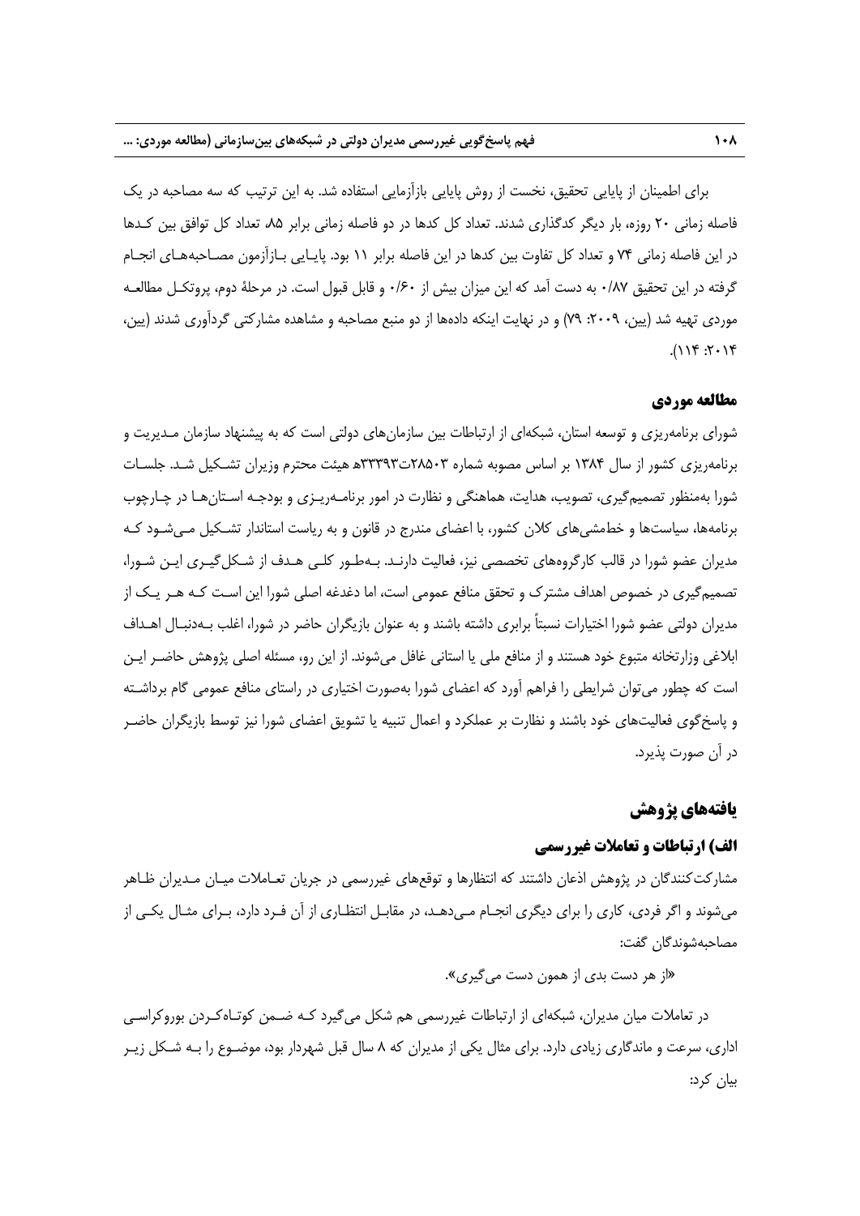برای اطمینان از پایایی تحقیق، نخست از روش پایایی بازآزمایی استفاده شد. به این ترتیب که سه مصاحبه در یک فاصله زمانی ۲۰ روزه، بار دیگر کدگذاری شدند. تعداد کل کدها در دو فاصله زمانی برابر ۸۵، تعداد کل توافق بین کدها در این فاصله زمانی ۷۴ و تعداد کل تفاوت بین کدها در این فاصله برابر ۱۱ بود. پایایی بازآزمون مصاحبه‌های انجام گرفته در این تحقیق ۰/۸۷ به دست آمد که این میزان بیش از ۰/۶۰ و قابل قبول است. در مرحلهٔ دوم، پروتکل مطالعه موردی تهیه شد (یین، ۲۰۰۹: ۷۹) و در نهایت اینکه داده‌ها از دو منبع مصاحبه و مشاهده مشارکتی گردآوری شدند (یین، ۲۰۱۴: ۱۱۴).

## مطالعه موردی

شورای برنامه‌ریزی و توسعه استان، شبکه‌ای از ارتباطات بین سازمان‌های دولتی است که به پیشنهاد سازمان مدیریت و برنامه‌ریزی کشور از سال ۱۳۸۴ بر اساس مصوبه شماره ۲۸۵۰۳ت۳۳۳۹۳هـ هیئت محترم وزیران تشکیل شد. جلسات شورا به‌منظور تصمیم‌گیری، تصویب، هدایت، هماهنگی و نظارت در امور برنامه‌ریزی و بودجه استان‌ها در چارچوب برنامه‌ها، سیاست‌ها و خط‌مشی‌های کلان کشور، با اعضای مندرج در قانون و به ریاست استاندار تشکیل می‌شود که مدیران عضو شورا در قالب کارگروه‌های تخصصی نیز، فعالیت دارند. به‌طور کلی هدف از شکل‌گیری این شورا، تصمیم‌گیری در خصوص اهداف مشترک و تحقق منافع عمومی است، اما دغدغه اصلی شورا این است که هر یک از مدیران دولتی عضو شورا اختیارات نسبتاً برابری داشته باشند و به عنوان بازیگران حاضر در شورا، اغلب به‌دنبال اهداف ابلاغی وزارتخانه متبوع خود هستند و از منافع ملی یا استانی غافل می‌شوند. از این رو، مسئله اصلی پژوهش حاضر این است که چطور می‌توان شرایطی را فراهم آورد که اعضای شورا به‌صورت اختیاری در راستای منافع عمومی گام برداشته و پاسخ‌گوی فعالیت‌های خود باشند و نظارت بر عملکرد و اعمال تنبیه یا تشویق اعضای شورا نیز توسط بازیگران حاضر در آن صورت پذیرد.

## یافته‌های پژوهش

### الف) ارتباطات و تعاملات غیررسمی

مشارکت‌کنندگان در پژوهش اذعان داشتند که انتظارها و توقع‌های غیررسمی در جریان تعاملات میان مدیران ظاهر می‌شوند و اگر فردی، کاری را برای دیگری انجام می‌دهد، در مقابل انتظاری از آن فرد دارد، برای مثال یکی از مصاحبه‌شوندگان گفت:

«از هر دست بدی از همون دست می‌گیری».

در تعاملات میان مدیران، شبکه‌ای از ارتباطات غیررسمی هم شکل می‌گیرد که ضمن کوتاه‌کردن بوروکراسی اداری، سرعت و ماندگاری زیادی دارد. برای مثال یکی از مدیران که ۸ سال قبل شهردار بود، موضوع را به شکل زیر بیان کرد: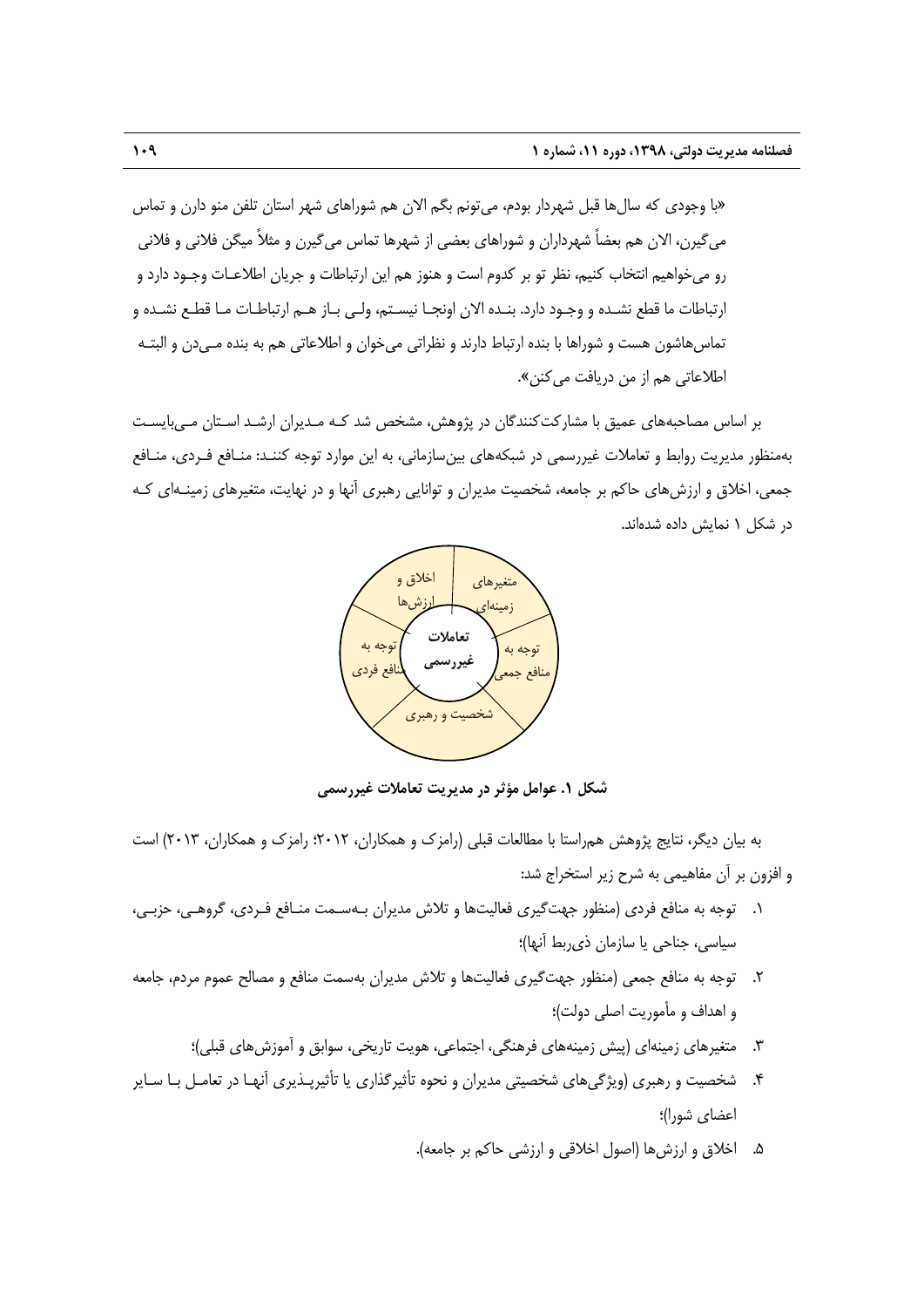«با وجودی که سال‌ها قبل شهردار بودم، می‌تونم بگم الان هم شوراهای شهر استان تلفن منو دارن و تماس می‌گیرن، الان هم بعضاً شهرداران و شوراهای بعضی از شهرها تماس می‌گیرن و مثلاً میگن فلانی و فلانی رو می‌خواهیم انتخاب کنیم، نظر تو بر کدوم است و هنوز هم این ارتباطات و جریان اطلاعـات وجـود دارد و ارتباطات ما قطع نشـده و وجـود دارد. بنـده الان اونجـا نیسـتم، ولـی بـاز هـم ارتباطـات مـا قطـع نشـده و تماس‌هاشون هست و شوراها با بنده ارتباط دارند و نظراتی می‌خوان و اطلاعاتی هم به بنده مـی‌دن و البتـه اطلاعاتی هم از من دریافت می‌کنن».

بر اساس مصاحبه‌های عمیق با مشارکت‌کنندگان در پژوهش، مشخص شد کـه مـدیران ارشـد اسـتان مـی‌بایسـت به‌منظور مدیریت روابط و تعاملات غیررسمی در شبکه‌های بین‌سازمانی، به این موارد توجه کننـد: منـافع فـردی، منـافع جمعی، اخلاق و ارزش‌های حاکم بر جامعه، شخصیت مدیران و توانایی رهبری آنها و در نهایت، متغیرهای زمینـه‌ای کـه در شکل ۱ نمایش داده شده‌اند.

**شکل ۱. عوامل مؤثر در مدیریت تعاملات غیررسمی**

به بیان دیگر، نتایج پژوهش هم‌راستا با مطالعات قبلی (رامزک و همکاران، ۲۰۱۲؛ رامزک و همکاران، ۲۰۱۳) است و افزون بر آن مفاهیمی به شرح زیر استخراج شد:

۱. توجه به منافع فردی (منظور جهت‌گیری فعالیت‌ها و تلاش مدیران بـه‌سـمت منـافع فـردی، گروهـی، حزبـی، سیاسی، جناحی یا سازمان ذی‌ربط آنها)؛

۲. توجه به منافع جمعی (منظور جهت‌گیری فعالیت‌ها و تلاش مدیران به‌سمت منافع و مصالح عموم مردم، جامعه و اهداف و مأموریت اصلی دولت)؛

۳. متغیرهای زمینه‌ای (پیش زمینه‌های فرهنگی، اجتماعی، هویت تاریخی، سوابق و آموزش‌های قبلی)؛

۴. شخصیت و رهبری (ویژگی‌های شخصیتی مدیران و نحوه تأثیرگذاری یا تأثیرپـذیری آنهـا در تعامـل بـا سـایر اعضای شورا)؛

۵. اخلاق و ارزش‌ها (اصول اخلاقی و ارزشی حاکم بر جامعه).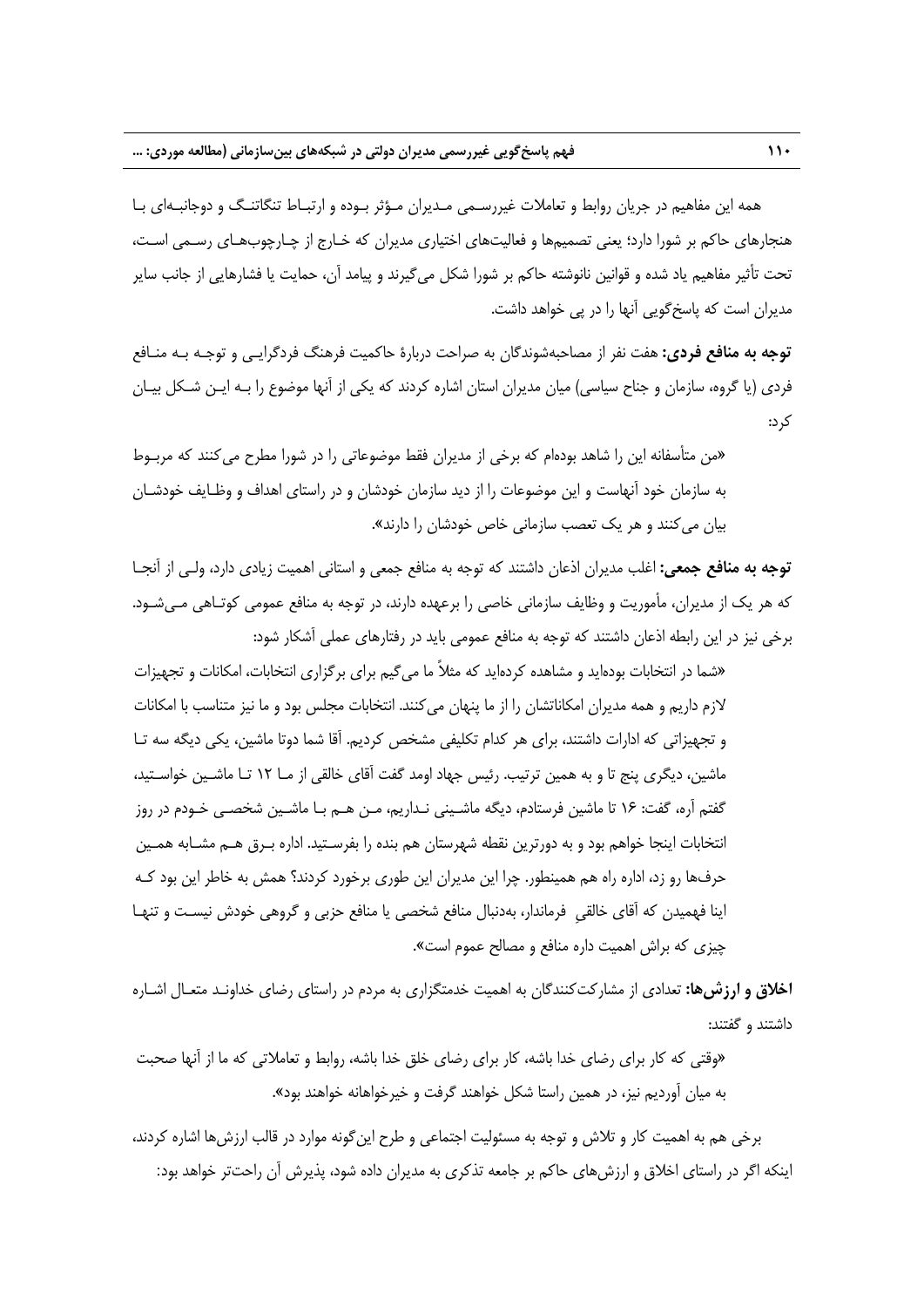همه این مفاهیم در جریان روابط و تعاملات غیررسمی مدیران مؤثر بوده و ارتباط تنگاتنگ و دوجانبه‌ای با هنجارهای حاکم بر شورا دارد؛ یعنی تصمیم‌ها و فعالیت‌های اختیاری مدیران که خارج از چارچوب‌های رسمی است، تحت تأثیر مفاهیم یاد شده و قوانین نانوشته حاکم بر شورا شکل می‌گیرند و پیامد آن، حمایت یا فشارهایی از جانب سایر مدیران است که پاسخ‌گویی آنها را در پی خواهد داشت.

**توجه به منافع فردی:** هفت نفر از مصاحبه‌شوندگان به صراحت دربارهٔ حاکمیت فرهنگ فردگرایی و توجه به منافع فردی (یا گروه، سازمان و جناح سیاسی) میان مدیران استان اشاره کردند که یکی از آنها موضوع را به این شکل بیان کرد:

«من متأسفانه این را شاهد بوده‌ام که برخی از مدیران فقط موضوعاتی را در شورا مطرح می‌کنند که مربوط به سازمان خود آنهاست و این موضوعات را از دید سازمان خودشان و در راستای اهداف و وظایف خودشان بیان می‌کنند و هر یک تعصب سازمانی خاص خودشان را دارند».

**توجه به منافع جمعی:** اغلب مدیران اذعان داشتند که توجه به منافع جمعی و استانی اهمیت زیادی دارد، ولی از آنجا که هر یک از مدیران، مأموریت و وظایف سازمانی خاصی را برعهده دارند، در توجه به منافع عمومی کوتاهی می‌شود. برخی نیز در این رابطه اذعان داشتند که توجه به منافع عمومی باید در رفتارهای عملی آشکار شود:

«شما در انتخابات بوده‌اید و مشاهده کرده‌اید که مثلاً ما می‌گیم برای برگزاری انتخابات، امکانات و تجهیزات لازم داریم و همه مدیران امکاناتشان را از ما پنهان می‌کنند. انتخابات مجلس بود و ما نیز متناسب با امکانات و تجهیزاتی که ادارات داشتند، برای هر کدام تکلیفی مشخص کردیم. آقا شما دوتا ماشین، یکی دیگه سه تا ماشین، دیگری پنج تا و به همین ترتیب. رئیس جهاد اومد گفت آقای خالقی از ما ۱۲ تا ماشین خواستید، گفتم آره، گفت: ۱۶ تا ماشین فرستادم، دیگه ماشینی نداریم، من هم با ماشین شخصی خودم در روز انتخابات اینجا خواهم بود و به دورترین نقطه شهرستان هم بنده را بفرستید. اداره برق هم مشابه همین حرف‌ها رو زد، اداره راه هم همینطور. چرا این مدیران این طوری برخورد کردند؟ همش به خاطر این بود که اینا فهمیدن که آقای خالقیِ فرماندار، به‌دنبال منافع شخصی یا منافع حزبی و گروهی خودش نیست و تنها چیزی که براش اهمیت داره منافع و مصالح عموم است».

**اخلاق و ارزش‌ها:** تعدادی از مشارکت‌کنندگان به اهمیت خدمتگزاری به مردم در راستای رضای خداوند متعال اشاره داشتند و گفتند:

«وقتی که کار برای رضای خدا باشه، کار برای رضای خلق خدا باشه، روابط و تعاملاتی که ما از آنها صحبت به میان آوردیم نیز، در همین راستا شکل خواهند گرفت و خیرخواهانه خواهند بود».

برخی هم به اهمیت کار و تلاش و توجه به مسئولیت اجتماعی و طرح این‌گونه موارد در قالب ارزش‌ها اشاره کردند، اینکه اگر در راستای اخلاق و ارزش‌های حاکم بر جامعه تذکری به مدیران داده شود، پذیرش آن راحت‌تر خواهد بود: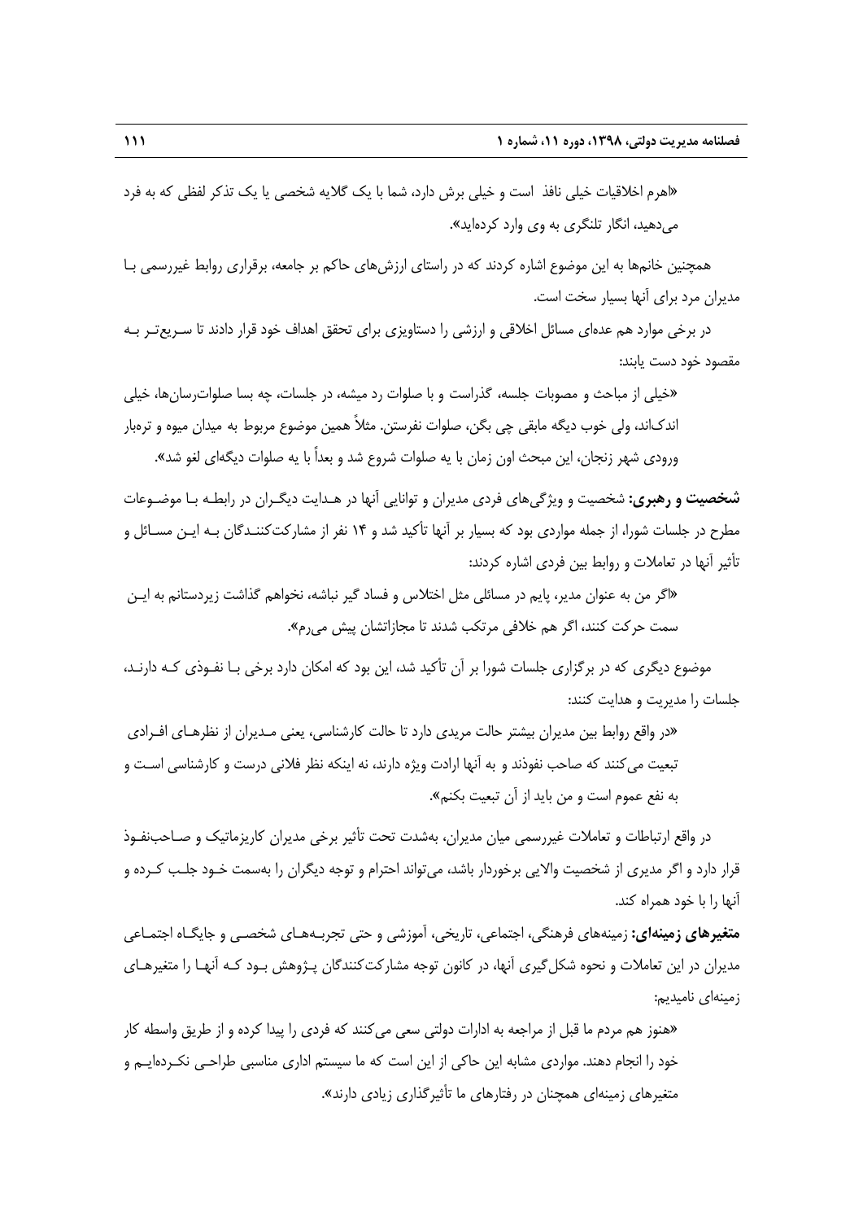«اهرم اخلاقیات خیلی نافذ است و خیلی برش دارد، شما با یک گلایه شخصی یا یک تذکر لفظی که به فرد می‌دهید، انگار تلنگری به وی وارد کرده‌اید».

همچنین خانم‌ها به این موضوع اشاره کردند که در راستای ارزش‌های حاکم بر جامعه، برقراری روابط غیررسمی با مدیران مرد برای آنها بسیار سخت است.

در برخی موارد هم عده‌ای مسائل اخلاقی و ارزشی را دستاویزی برای تحقق اهداف خود قرار دادند تا سریع‌تر به مقصود خود دست یابند:

«خیلی از مباحث و مصوبات جلسه، گذراست و با صلوات رد میشه، در جلسات، چه بسا صلوات‌رسان‌ها، خیلی اندک‌اند، ولی خوب دیگه مابقی چی بگن، صلوات نفرستن. مثلاً همین موضوع مربوط به میدان میوه و تره‌بار ورودی شهر زنجان، این مبحث اون زمان با یه صلوات شروع شد و بعداً با یه صلوات دیگه‌ای لغو شد».

**شخصیت و رهبری:** شخصیت و ویژگی‌های فردی مدیران و توانایی آنها در هدایت دیگران در رابطه با موضوعات مطرح در جلسات شورا، از جمله مواردی بود که بسیار بر آنها تأکید شد و ۱۴ نفر از مشارکت‌کنندگان به این مسائل و تأثیر آنها در تعاملات و روابط بین فردی اشاره کردند:

«اگر من به عنوان مدیر، پایم در مسائلی مثل اختلاس و فساد گیر نباشه، نخواهم گذاشت زیردستانم به این سمت حرکت کنند، اگر هم خلافی مرتکب شدند تا مجازاتشان پیش می‌رم».

موضوع دیگری که در برگزاری جلسات شورا بر آن تأکید شد، این بود که امکان دارد برخی با نفوذی که دارند، جلسات را مدیریت و هدایت کنند:

«در واقع روابط بین مدیران بیشتر حالت مریدی دارد تا حالت کارشناسی، یعنی مدیران از نظرهای افرادی تبعیت می‌کنند که صاحب نفوذند و به آنها ارادت ویژه دارند، نه اینکه نظر فلانی درست و کارشناسی است و به نفع عموم است و من باید از آن تبعیت بکنم».

در واقع ارتباطات و تعاملات غیررسمی میان مدیران، به‌شدت تحت تأثیر برخی مدیران کاریزماتیک و صاحب‌نفوذ قرار دارد و اگر مدیری از شخصیت والایی برخوردار باشد، می‌تواند احترام و توجه دیگران را به‌سمت خود جلب کرده و آنها را با خود همراه کند.

**متغیرهای زمینه‌ای:** زمینه‌های فرهنگی، اجتماعی، تاریخی، آموزشی و حتی تجربه‌های شخصی و جایگاه اجتماعی مدیران در این تعاملات و نحوه شکل‌گیری آنها، در کانون توجه مشارکت‌کنندگان پژوهش بود که آنها را متغیرهای زمینه‌ای نامیدیم:

«هنوز هم مردم ما قبل از مراجعه به ادارات دولتی سعی می‌کنند که فردی را پیدا کرده و از طریق واسطه کار خود را انجام دهند. مواردی مشابه این حاکی از این است که ما سیستم اداری مناسبی طراحی نکرده‌ایم و متغیرهای زمینه‌ای همچنان در رفتارهای ما تأثیرگذاری زیادی دارند».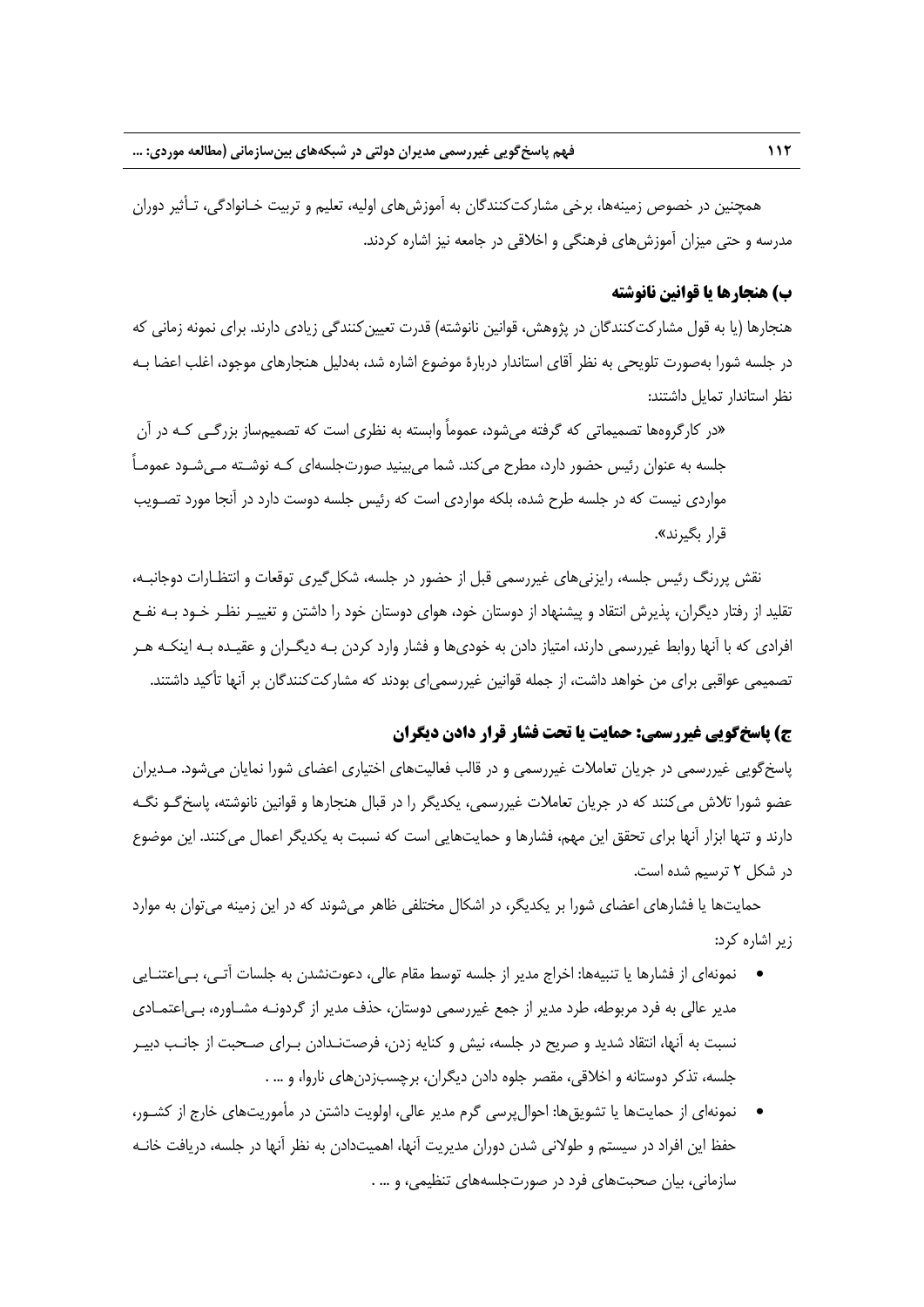همچنین در خصوص زمینه‌ها، برخی مشارکت‌کنندگان به آموزش‌های اولیه، تعلیم و تربیت خـانوادگی، تـأثیر دوران مدرسه و حتی میزان آموزش‌های فرهنگی و اخلاقی در جامعه نیز اشاره کردند.

### ب) هنجارها یا قوانین نانوشته

هنجارها (یا به قول مشارکت‌کنندگان در پژوهش، قوانین نانوشته) قدرت تعیین‌کنندگی زیادی دارند. برای نمونه زمانی که در جلسه شورا به‌صورت تلویحی به نظر آقای استاندار دربارهٔ موضوع اشاره شد، به‌دلیل هنجارهای موجود، اغلب اعضا بـه نظر استاندار تمایل داشتند:

«در کارگروه‌ها تصمیماتی که گرفته می‌شود، عموماً وابسته به نظری است که تصمیم‌ساز بزرگـی کـه در آن جلسه به عنوان رئیس حضور دارد، مطرح می‌کند. شما می‌بینید صورت‌جلسه‌ای کـه نوشـته مـی‌شـود عمومـاً مواردی نیست که در جلسه طرح شده، بلکه مواردی است که رئیس جلسه دوست دارد در آنجا مورد تصـویب قرار بگیرند».

نقش پررنگ رئیس جلسه، رایزنی‌های غیررسمی قبل از حضور در جلسه، شکل‌گیری توقعات و انتظـارات دوجانبـه، تقلید از رفتار دیگران، پذیرش انتقاد و پیشنهاد از دوستان خود، هوای دوستان خود را داشتن و تغییـر نظـر خـود بـه نفـع افرادی که با آنها روابط غیررسمی دارند، امتیاز دادن به خودی‌ها و فشار وارد کردن بـه دیگـران و عقیـده بـه اینکـه هـر تصمیمی عواقبی برای من خواهد داشت، از جمله قوانین غیررسمی‌ای بودند که مشارکت‌کنندگان بر آنها تأکید داشتند.

### ج) پاسخ‌گویی غیررسمی: حمایت یا تحت فشار قرار دادن دیگران

پاسخ‌گویی غیررسمی در جریان تعاملات غیررسمی و در قالب فعالیت‌های اختیاری اعضای شورا نمایان می‌شود. مـدیران عضو شورا تلاش می‌کنند که در جریان تعاملات غیررسمی، یکدیگر را در قبال هنجارها و قوانین نانوشته، پاسخ‌گـو نگـه دارند و تنها ابزار آنها برای تحقق این مهم، فشارها و حمایت‌هایی است که نسبت به یکدیگر اعمال می‌کنند. این موضوع در شکل ۲ ترسیم شده است.

حمایت‌ها یا فشارهای اعضای شورا بر یکدیگر، در اشکال مختلفی ظاهر می‌شوند که در این زمینه می‌توان به موارد زیر اشاره کرد:

- نمونه‌ای از فشارها یا تنبیه‌ها: اخراج مدیر از جلسه توسط مقام عالی، دعوت‌نشدن به جلسات آتـی، بـی‌اعتنـایی مدیر عالی به فرد مربوطه، طرد مدیر از جمع غیررسمی دوستان، حذف مدیر از گردونـه مشـاوره، بـی‌اعتمـادی نسبت به آنها، انتقاد شدید و صریح در جلسه، نیش و کنایه زدن، فرصت‌نـدادن بـرای صـحبت از جانـب دبیـر جلسه، تذکر دوستانه و اخلاقی، مقصر جلوه دادن دیگران، برچسب‌زدن‌های ناروا، و ... .
- نمونه‌ای از حمایت‌ها یا تشویق‌ها: احوال‌پرسی گرم مدیر عالی، اولویت داشتن در مأموریت‌های خارج از کشـور، حفظ این افراد در سیستم و طولانی شدن دوران مدیریت آنها، اهمیت‌دادن به نظر آنها در جلسه، دریافت خانـه سازمانی، بیان صحبت‌های فرد در صورت‌جلسه‌های تنظیمی، و ... .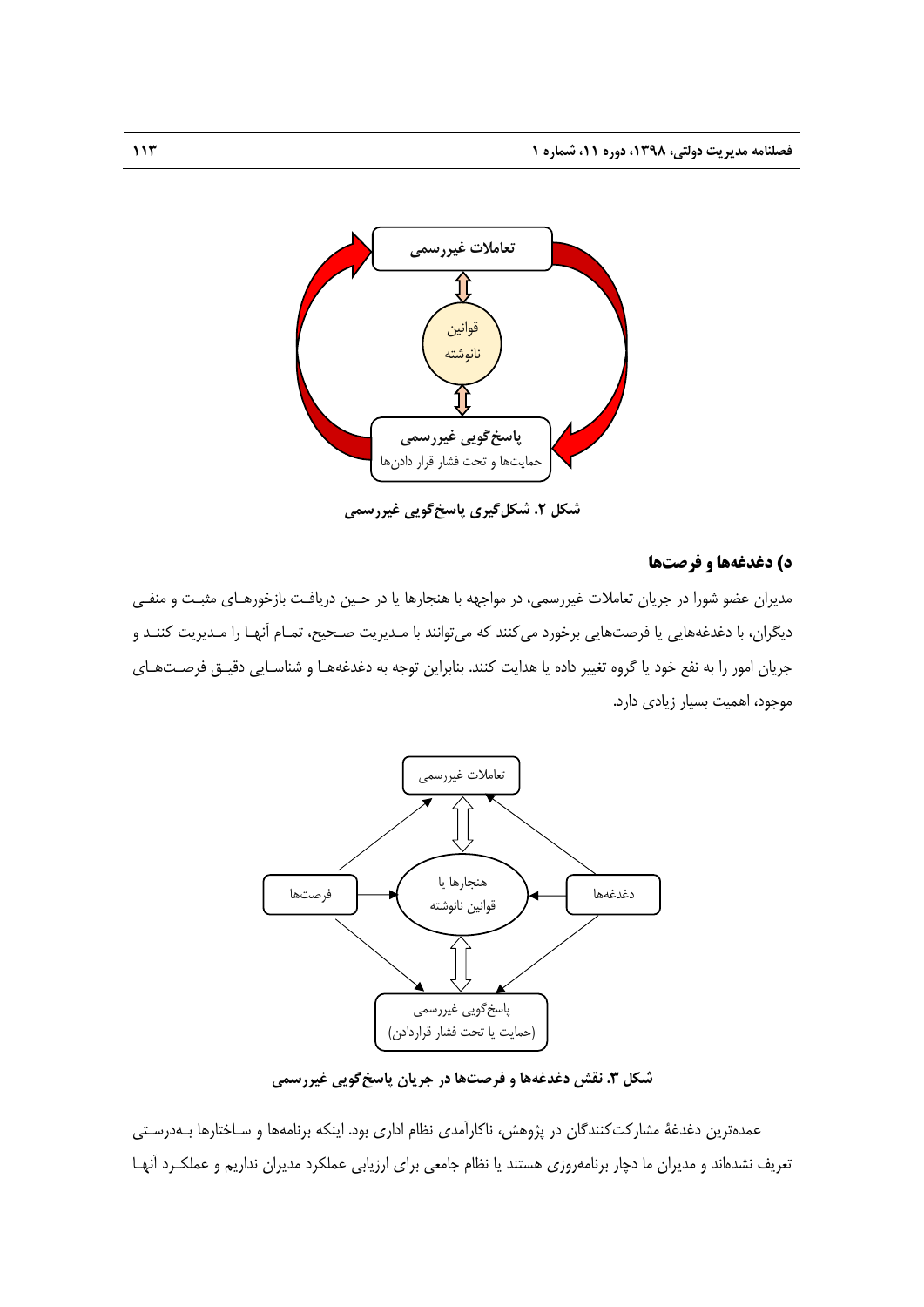شکل ۲. شکل‌گیری پاسخ‌گویی غیررسمی

## د) دغدغه‌ها و فرصت‌ها

مدیران عضو شورا در جریان تعاملات غیررسمی، در مواجهه با هنجارها یا در حین دریافت بازخورهای مثبت و منفی دیگران، با دغدغه‌هایی یا فرصت‌هایی برخورد می‌کنند که می‌توانند با مدیریت صحیح، تمام آنها را مدیریت کنند و جریان امور را به نفع خود یا گروه تغییر داده یا هدایت کنند. بنابراین توجه به دغدغه‌ها و شناسایی دقیق فرصت‌های موجود، اهمیت بسیار زیادی دارد.

شکل ۳. نقش دغدغه‌ها و فرصت‌ها در جریان پاسخ‌گویی غیررسمی

عمده‌ترین دغدغهٔ مشارکت‌کنندگان در پژوهش، ناکارآمدی نظام اداری بود. اینکه برنامه‌ها و ساختارها به‌درستی تعریف نشده‌اند و مدیران ما دچار برنامه‌روزی هستند یا نظام جامعی برای ارزیابی عملکرد مدیران نداریم و عملکرد آنها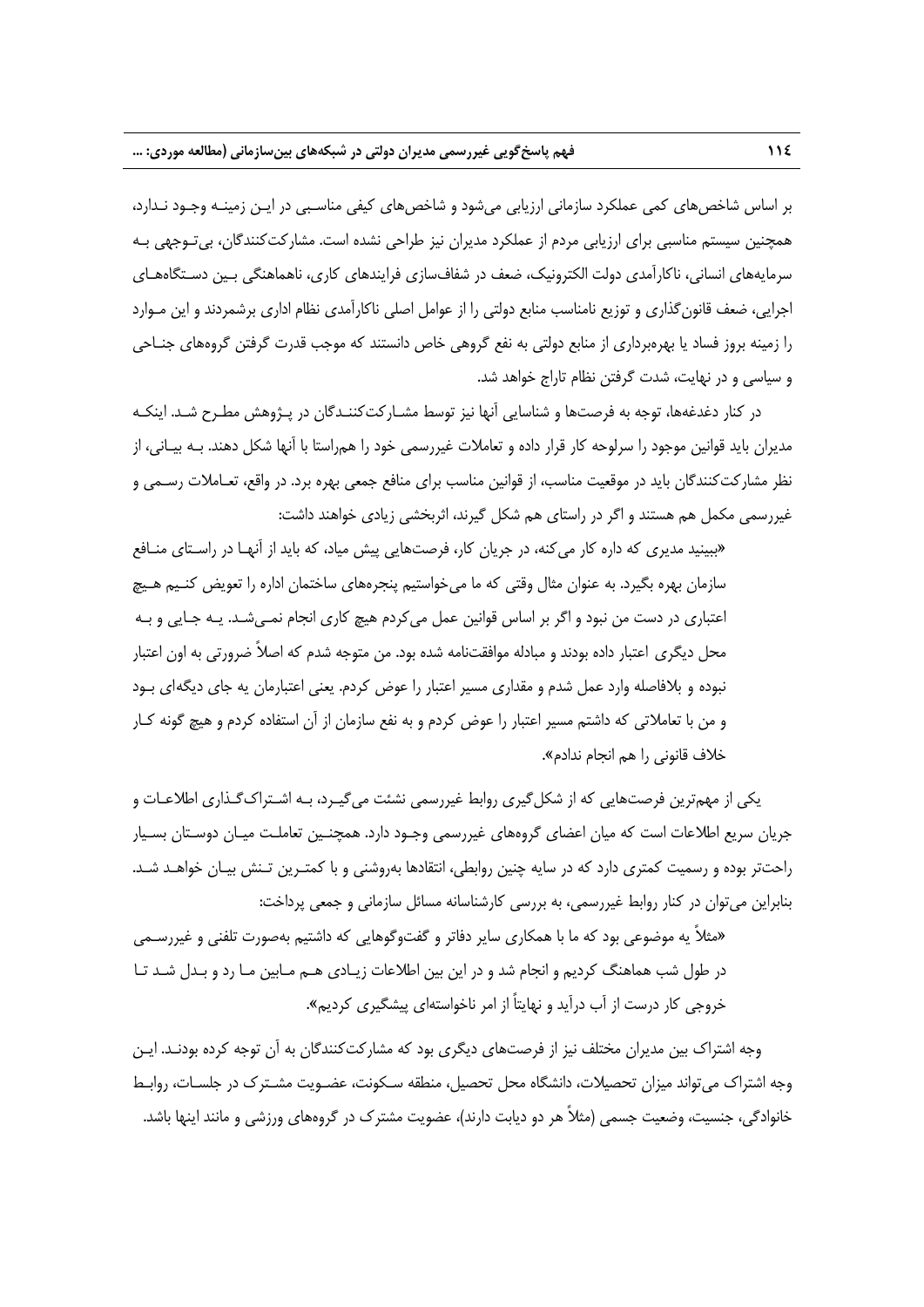بر اساس شاخص‌های کمی عملکرد سازمانی ارزیابی می‌شود و شاخص‌های کیفی مناسبی در این زمینه وجود ندارد، همچنین سیستم مناسبی برای ارزیابی مردم از عملکرد مدیران نیز طراحی نشده است. مشارکت‌کنندگان، بی‌توجهی به سرمایه‌های انسانی، ناکارآمدی دولت الکترونیک، ضعف در شفاف‌سازی فرایندهای کاری، ناهماهنگی بین دستگاه‌های اجرایی، ضعف قانون‌گذاری و توزیع نامناسب منابع دولتی را از عوامل اصلی ناکارآمدی نظام اداری برشمردند و این موارد را زمینه بروز فساد یا بهره‌برداری از منابع دولتی به نفع گروهی خاص دانستند که موجب قدرت گرفتن گروه‌های جناحی و سیاسی و در نهایت، شدت گرفتن نظام تاراج خواهد شد.

در کنار دغدغه‌ها، توجه به فرصت‌ها و شناسایی آنها نیز توسط مشارکت‌کنندگان در پژوهش مطرح شد. اینکه مدیران باید قوانین موجود را سرلوحه کار قرار داده و تعاملات غیررسمی خود را هم‌راستا با آنها شکل دهند. به بیانی، از نظر مشارکت‌کنندگان باید در موقعیت مناسب، از قوانین مناسب برای منافع جمعی بهره برد. در واقع، تعاملات رسمی و غیررسمی مکمل هم هستند و اگر در راستای هم شکل گیرند، اثربخشی زیادی خواهند داشت:

«ببینید مدیری که داره کار می‌کنه، در جریان کار، فرصت‌هایی پیش میاد، که باید از آنها در راستای منافع سازمان بهره بگیرد. به عنوان مثال وقتی که ما می‌خواستیم پنجره‌های ساختمان اداره را تعویض کنیم هیچ اعتباری در دست من نبود و اگر بر اساس قوانین عمل می‌کردم هیچ کاری انجام نمی‌شد. یه جایی و به محل دیگری اعتبار داده بودند و مبادله موافقت‌نامه شده بود. من متوجه شدم که اصلاً ضرورتی به اون اعتبار نبوده و بلافاصله وارد عمل شدم و مقداری مسیر اعتبار را عوض کردم. یعنی اعتبارمان یه جای دیگه‌ای بود و من با تعاملاتی که داشتم مسیر اعتبار را عوض کردم و به نفع سازمان از آن استفاده کردم و هیچ گونه کار خلاف قانونی را هم انجام ندادم».

یکی از مهم‌ترین فرصت‌هایی که از شکل‌گیری روابط غیررسمی نشئت می‌گیرد، به اشتراک‌گذاری اطلاعات و جریان سریع اطلاعات است که میان اعضای گروه‌های غیررسمی وجود دارد. همچنین تعاملت میان دوستان بسیار راحت‌تر بوده و رسمیت کمتری دارد که در سایه چنین روابطی، انتقادها به‌روشنی و با کمترین تنش بیان خواهد شد. بنابراین می‌توان در کنار روابط غیررسمی، به بررسی کارشناسانه مسائل سازمانی و جمعی پرداخت:

«مثلاً یه موضوعی بود که ما با همکاری سایر دفاتر و گفت‌وگوهایی که داشتیم به‌صورت تلفنی و غیررسمی در طول شب هماهنگ کردیم و انجام شد و در این بین اطلاعات زیادی هم مابین ما رد و بدل شد تا خروجی کار درست از آب درآید و نهایتاً از امر ناخواسته‌ای پیشگیری کردیم».

وجه اشتراک بین مدیران مختلف نیز از فرصت‌های دیگری بود که مشارکت‌کنندگان به آن توجه کرده بودند. این وجه اشتراک می‌تواند میزان تحصیلات، دانشگاه محل تحصیل، منطقه سکونت، عضویت مشترک در جلسات، روابط خانوادگی، جنسیت، وضعیت جسمی (مثلاً هر دو دیابت دارند)، عضویت مشترک در گروه‌های ورزشی و مانند اینها باشد.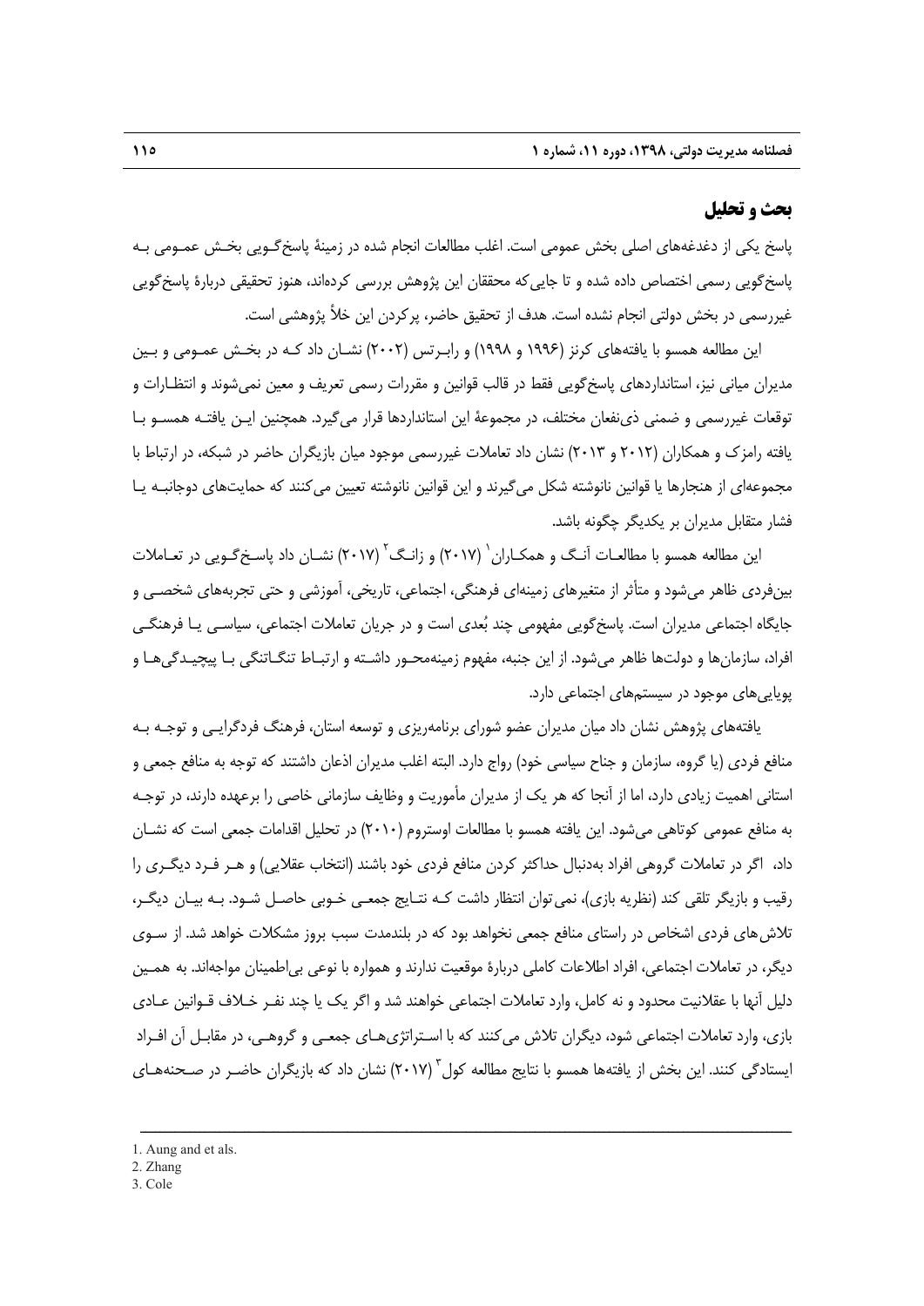## بحث و تحلیل

پاسخ یکی از دغدغه‌های اصلی بخش عمومی است. اغلب مطالعات انجام شده در زمینهٔ پاسخ‌گویی بخش عمومی به پاسخ‌گویی رسمی اختصاص داده شده و تا جایی‌که محققان این پژوهش بررسی کرده‌اند، هنوز تحقیقی دربارهٔ پاسخ‌گویی غیررسمی در بخش دولتی انجام نشده است. هدف از تحقیق حاضر، پرکردن این خلأ پژوهشی است.

این مطالعه همسو با یافته‌های کرنز (۱۹۹۶ و ۱۹۹۸) و رابرتس (۲۰۰۲) نشان داد که در بخش عمومی و بین مدیران میانی نیز، استانداردهای پاسخ‌گویی فقط در قالب قوانین و مقررات رسمی تعریف و معین نمی‌شوند و انتظارات و توقعات غیررسمی و ضمنی ذی‌نفعان مختلف، در مجموعهٔ این استانداردها قرار می‌گیرد. همچنین این یافته همسو با یافته رامزک و همکاران (۲۰۱۲ و ۲۰۱۳) نشان داد تعاملات غیررسمی موجود میان بازیگران حاضر در شبکه، در ارتباط با مجموعه‌ای از هنجارها یا قوانین نانوشته شکل می‌گیرند و این قوانین نانوشته تعیین می‌کنند که حمایت‌های دوجانبه یا فشار متقابل مدیران بر یکدیگر چگونه باشد.

این مطالعه همسو با مطالعات آنگ و همکاران[1] (۲۰۱۷) و زانگ[2] (۲۰۱۷) نشان داد پاسخ‌گویی در تعاملات بین‌فردی ظاهر می‌شود و متأثر از متغیرهای زمینه‌ای فرهنگی، اجتماعی، تاریخی، آموزشی و حتی تجربه‌های شخصی و جایگاه اجتماعی مدیران است. پاسخ‌گویی مفهومی چند بُعدی است و در جریان تعاملات اجتماعی، سیاسی یا فرهنگی افراد، سازمان‌ها و دولت‌ها ظاهر می‌شود. از این جنبه، مفهوم زمینه‌محور داشته و ارتباط تنگاتنگی با پیچیدگی‌ها و پویایی‌های موجود در سیستم‌های اجتماعی دارد.

یافته‌های پژوهش نشان داد میان مدیران عضو شورای برنامه‌ریزی و توسعه استان، فرهنگ فردگرایی و توجه به منافع فردی (یا گروه، سازمان و جناح سیاسی خود) رواج دارد. البته اغلب مدیران اذعان داشتند که توجه به منافع جمعی و استانی اهمیت زیادی دارد، اما از آنجا که هر یک از مدیران مأموریت و وظایف سازمانی خاصی را برعهده دارند، در توجه به منافع عمومی کوتاهی می‌شود. این یافته همسو با مطالعات اوستروم (۲۰۱۰) در تحلیل اقدامات جمعی است که نشان داد، اگر در تعاملات گروهی افراد به‌دنبال حداکثر کردن منافع فردی خود باشند (انتخاب عقلایی) و هر فرد دیگری را رقیب و بازیگر تلقی کند (نظریه بازی)، نمی‌توان انتظار داشت که نتایج جمعی خوبی حاصل شود. به بیان دیگر، تلاش‌های فردی اشخاص در راستای منافع جمعی نخواهد بود که در بلندمدت سبب بروز مشکلات خواهد شد. از سوی دیگر، در تعاملات اجتماعی، افراد اطلاعات کاملی دربارهٔ موقعیت ندارند و همواره با نوعی بی‌اطمینان مواجه‌اند. به همین دلیل آنها با عقلانیت محدود و نه کامل، وارد تعاملات اجتماعی خواهند شد و اگر یک یا چند نفر خلاف قوانین عادی بازی، وارد تعاملات اجتماعی شود، دیگران تلاش می‌کنند که با استراتژی‌های جمعی و گروهی، در مقابل آن افراد ایستادگی کنند. این بخش از یافته‌ها همسو با نتایج مطالعه کول[3] (۲۰۱۷) نشان داد که بازیگران حاضر در صحنه‌های

---

1. Aung and et als.
2. Zhang
3. Cole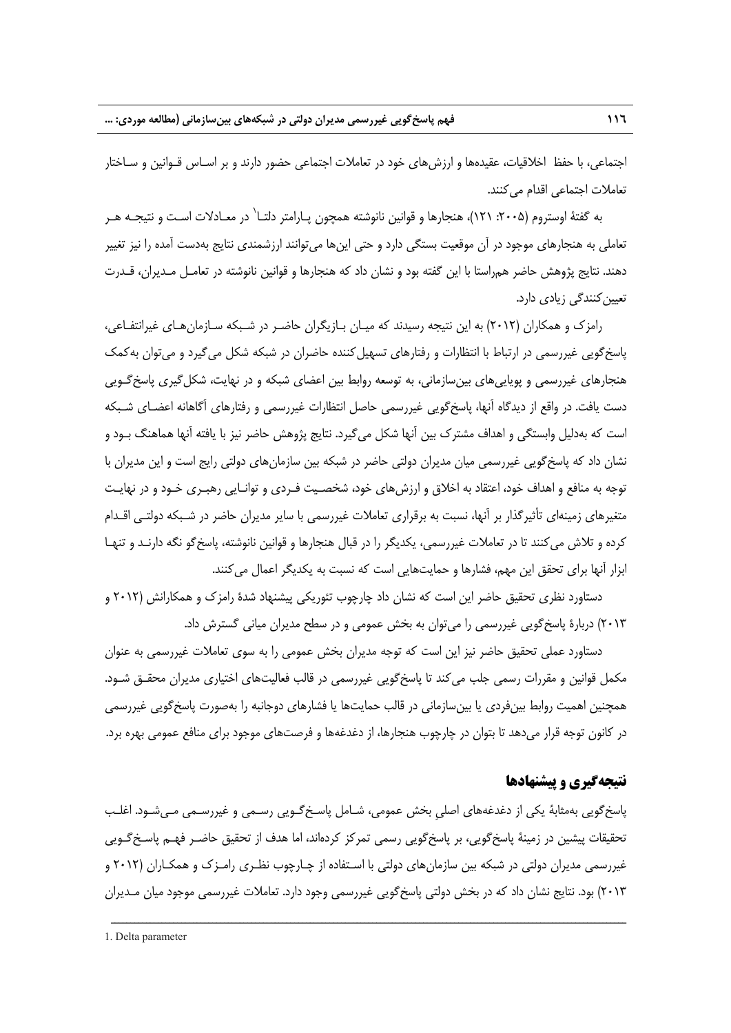اجتماعی، با حفظ اخلاقیات، عقیده‌ها و ارزش‌های خود در تعاملات اجتماعی حضور دارند و بر اساس قوانین و ساختار تعاملات اجتماعی اقدام می‌کنند.

به گفتهٔ اوستروم (۲۰۰۵: ۱۲۱)، هنجارها و قوانین نانوشته همچون پارامتر دلتا[1] در معادلات است و نتیجه هر تعاملی به هنجارهای موجود در آن موقعیت بستگی دارد و حتی این‌ها می‌توانند ارزشمندی نتایج به‌دست آمده را نیز تغییر دهند. نتایج پژوهش حاضر هم‌راستا با این گفته بود و نشان داد که هنجارها و قوانین نانوشته در تعامل مدیران، قدرت تعیین‌کنندگی زیادی دارد.

رامزک و همکاران (۲۰۱۲) به این نتیجه رسیدند که میان بازیگران حاضر در شبکه سازمان‌های غیرانتفاعی، پاسخ‌گویی غیررسمی در ارتباط با انتظارات و رفتارهای تسهیل‌کننده حاضران در شبکه شکل می‌گیرد و می‌توان به‌کمک هنجارهای غیررسمی و پویایی‌های بین‌سازمانی، به توسعه روابط بین اعضای شبکه و در نهایت، شکل‌گیری پاسخ‌گویی دست یافت. در واقع از دیدگاه آنها، پاسخ‌گویی غیررسمی حاصل انتظارات غیررسمی و رفتارهای آگاهانه اعضای شبکه است که به‌دلیل وابستگی و اهداف مشترک بین آنها شکل می‌گیرد. نتایج پژوهش حاضر نیز با یافته آنها هماهنگ بود و نشان داد که پاسخ‌گویی غیررسمی میان مدیران دولتی حاضر در شبکه بین سازمان‌های دولتی رایج است و این مدیران با توجه به منافع و اهداف خود، اعتقاد به اخلاق و ارزش‌های خود، شخصیت فردی و توانایی رهبری خود و در نهایت متغیرهای زمینه‌ای تأثیرگذار بر آنها، نسبت به برقراری تعاملات غیررسمی با سایر مدیران حاضر در شبکه دولتی اقدام کرده و تلاش می‌کنند تا در تعاملات غیررسمی، یکدیگر را در قبال هنجارها و قوانین نانوشته، پاسخ‌گو نگه دارند و تنها ابزار آنها برای تحقق این مهم، فشارها و حمایت‌هایی است که نسبت به یکدیگر اعمال می‌کنند.

دستاورد نظری تحقیق حاضر این است که نشان داد چارچوب تئوریکی پیشنهاد شدهٔ رامزک و همکارانش (۲۰۱۲ و ۲۰۱۳) دربارهٔ پاسخ‌گویی غیررسمی را می‌توان به بخش عمومی و در سطح مدیران میانی گسترش داد.

دستاورد عملی تحقیق حاضر نیز این است که توجه مدیران بخش عمومی را به سوی تعاملات غیررسمی به عنوان مکمل قوانین و مقررات رسمی جلب می‌کند تا پاسخ‌گویی غیررسمی در قالب فعالیت‌های اختیاری مدیران محقق شود. همچنین اهمیت روابط بین‌فردی یا بین‌سازمانی در قالب حمایت‌ها یا فشارهای دوجانبه را به‌صورت پاسخ‌گویی غیررسمی در کانون توجه قرار می‌دهد تا بتوان در چارچوب هنجارها، از دغدغه‌ها و فرصت‌های موجود برای منافع عمومی بهره برد.

## نتیجه‌گیری و پیشنهادها

پاسخ‌گویی به‌مثابهٔ یکی از دغدغه‌های اصلیِ بخش عمومی، شامل پاسخ‌گویی رسمی و غیررسمی می‌شود. اغلب تحقیقات پیشین در زمینهٔ پاسخ‌گویی، بر پاسخ‌گویی رسمی تمرکز کرده‌اند، اما هدف از تحقیق حاضر فهم پاسخ‌گویی غیررسمی مدیران دولتی در شبکه بین سازمان‌های دولتی با استفاده از چارچوب نظری رامزک و همکاران (۲۰۱۲ و ۲۰۱۳) بود. نتایج نشان داد که در بخش دولتی پاسخ‌گویی غیررسمی وجود دارد. تعاملات غیررسمی موجود میان مدیران

---

1. Delta parameter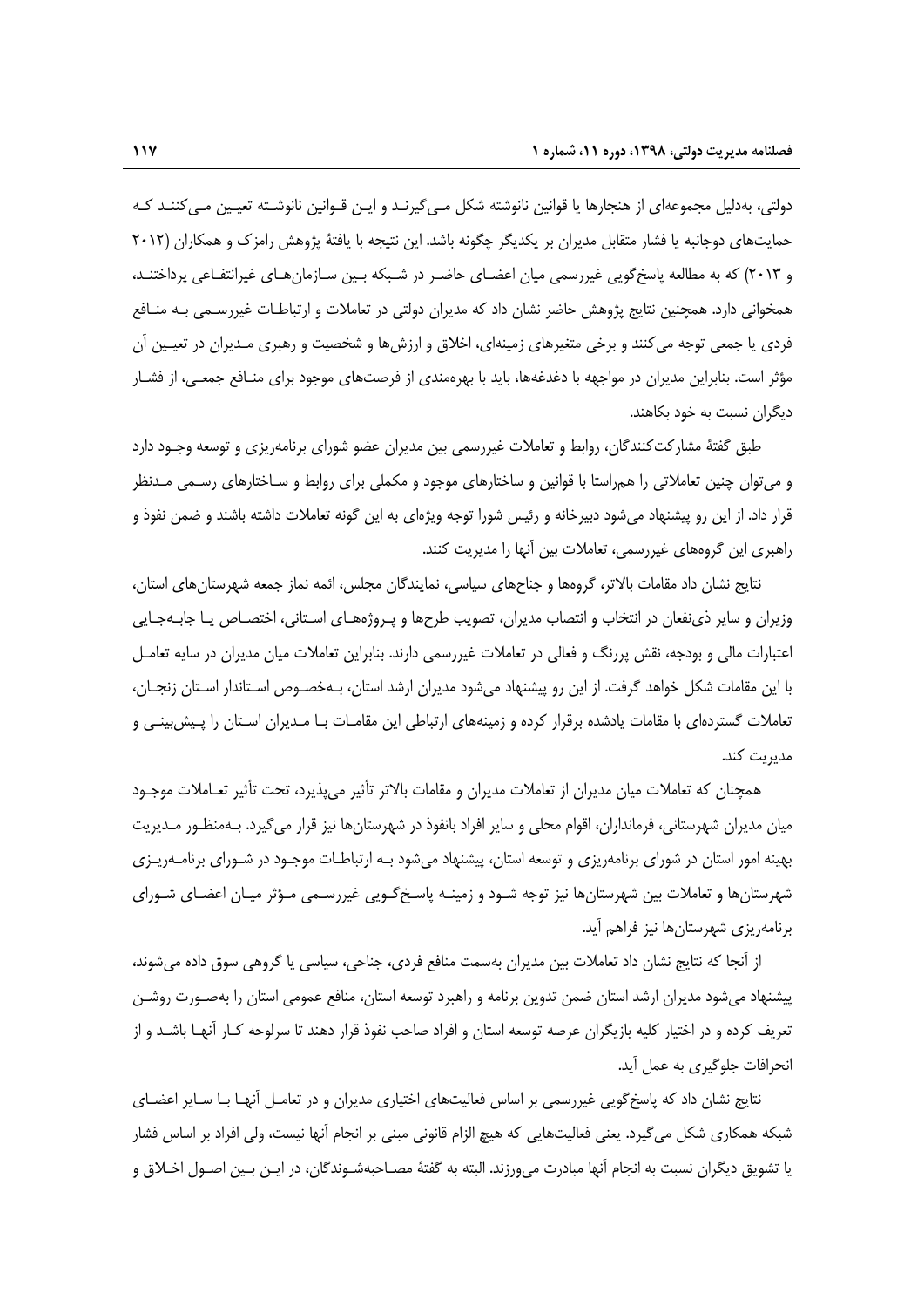دولتی، به‌دلیل مجموعه‌ای از هنجارها یا قوانین نانوشته شکل می‌گیرند و این قوانین نانوشته تعیین می‌کنند که حمایت‌های دوجانبه یا فشار متقابل مدیران بر یکدیگر چگونه باشد. این نتیجه با یافتهٔ پژوهش رامزک و همکاران (۲۰۱۲ و ۲۰۱۳) که به مطالعه پاسخ‌گویی غیررسمی میان اعضای حاضر در شبکه بین سازمان‌های غیرانتفاعی پرداختند، همخوانی دارد. همچنین نتایج پژوهش حاضر نشان داد که مدیران دولتی در تعاملات و ارتباطات غیررسمی به منافع فردی یا جمعی توجه می‌کنند و برخی متغیرهای زمینه‌ای، اخلاق و ارزش‌ها و شخصیت و رهبری مدیران در تعیین آن مؤثر است. بنابراین مدیران در مواجهه با دغدغه‌ها، باید با بهره‌مندی از فرصت‌های موجود برای منافع جمعی، از فشار دیگران نسبت به خود بکاهند.

طبق گفتهٔ مشارکت‌کنندگان، روابط و تعاملات غیررسمی بین مدیران عضو شورای برنامه‌ریزی و توسعه وجود دارد و می‌توان چنین تعاملاتی را همراستا با قوانین و ساختارهای موجود و مکملی برای روابط و ساختارهای رسمی مدنظر قرار داد. از این رو پیشنهاد می‌شود دبیرخانه و رئیس شورا توجه ویژه‌ای به این گونه تعاملات داشته باشند و ضمن نفوذ و راهبری این گروه‌های غیررسمی، تعاملات بین آنها را مدیریت کنند.

نتایج نشان داد مقامات بالاتر، گروه‌ها و جناح‌های سیاسی، نمایندگان مجلس، ائمه نماز جمعه شهرستان‌های استان، وزیران و سایر ذی‌نفعان در انتخاب و انتصاب مدیران، تصویب طرح‌ها و پروژه‌های استانی، اختصاص یا جابه‌جایی اعتبارات مالی و بودجه، نقش پررنگ و فعالی در تعاملات غیررسمی دارند. بنابراین تعاملات میان مدیران در سایه تعامل با این مقامات شکل خواهد گرفت. از این رو پیشنهاد می‌شود مدیران ارشد استان، به‌خصوص استاندار استان زنجان، تعاملات گسترده‌ای با مقامات یادشده برقرار کرده و زمینه‌های ارتباطی این مقامات با مدیران استان را پیش‌بینی و مدیریت کند.

همچنان که تعاملات میان مدیران از تعاملات مدیران و مقامات بالاتر تأثیر می‌پذیرد، تحت تأثیر تعاملات موجود میان مدیران شهرستانی، فرمانداران، اقوام محلی و سایر افراد بانفوذ در شهرستان‌ها نیز قرار می‌گیرد. به‌منظور مدیریت بهینه امور استان در شورای برنامه‌ریزی و توسعه استان، پیشنهاد می‌شود به ارتباطات موجود در شورای برنامه‌ریزی شهرستان‌ها و تعاملات بین شهرستان‌ها نیز توجه شود و زمینه پاسخ‌گویی غیررسمی مؤثر میان اعضای شورای برنامه‌ریزی شهرستان‌ها نیز فراهم آید.

از آنجا که نتایج نشان داد تعاملات بین مدیران به‌سمت منافع فردی، جناحی، سیاسی یا گروهی سوق داده می‌شوند، پیشنهاد می‌شود مدیران ارشد استان ضمن تدوین برنامه و راهبرد توسعه استان، منافع عمومی استان را به‌صورت روشن تعریف کرده و در اختیار کلیه بازیگران عرصه توسعه استان و افراد صاحب نفوذ قرار دهند تا سرلوحه کار آنها باشد و از انحرافات جلوگیری به عمل آید.

نتایج نشان داد که پاسخ‌گویی غیررسمی بر اساس فعالیت‌های اختیاری مدیران و در تعامل آنها با سایر اعضای شبکه همکاری شکل می‌گیرد. یعنی فعالیت‌هایی که هیچ الزام قانونی مبنی بر انجام آنها نیست، ولی افراد بر اساس فشار یا تشویق دیگران نسبت به انجام آنها مبادرت می‌ورزند. البته به گفتهٔ مصاحبه‌شوندگان، در این بین اصول اخلاق و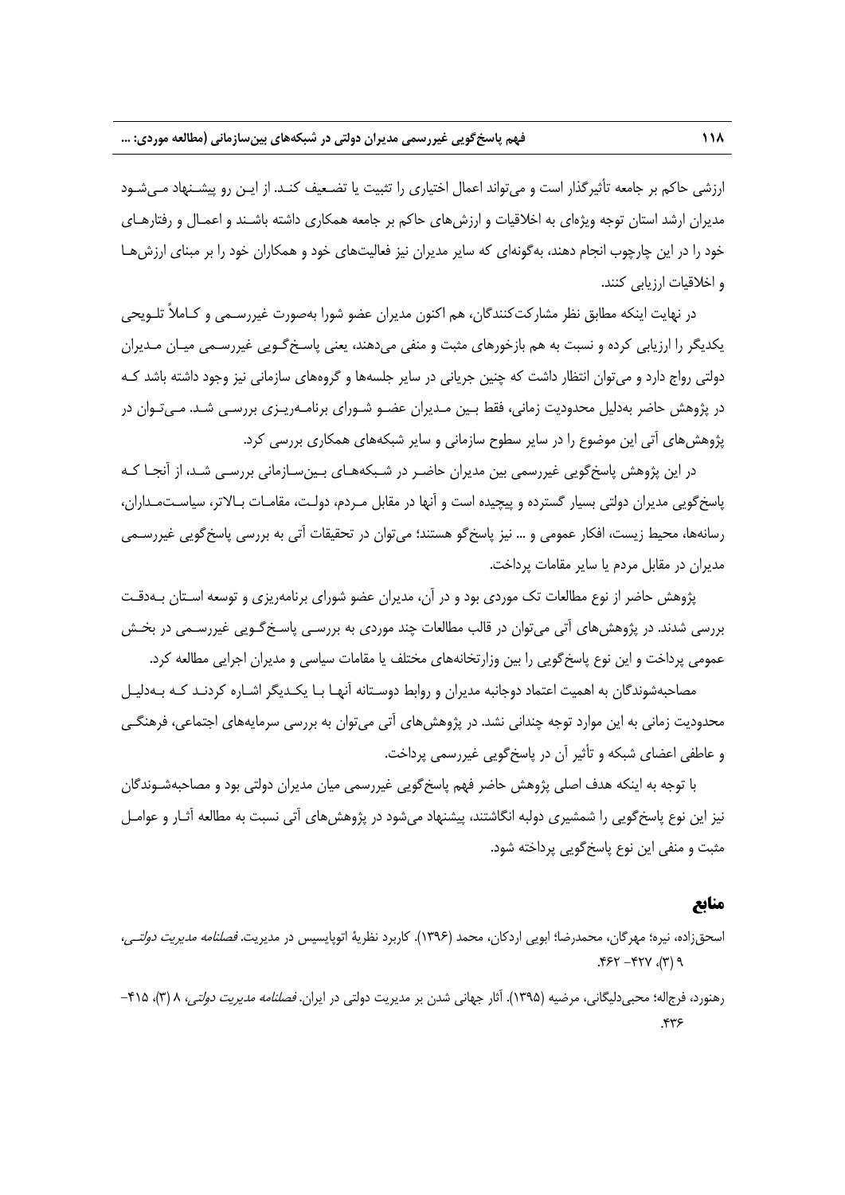ارزشی حاکم بر جامعه تأثیرگذار است و می‌تواند اعمال اختیاری را تثبیت یا تضعیف کند. از این رو پیشنهاد می‌شود مدیران ارشد استان توجه ویژه‌ای به اخلاقیات و ارزش‌های حاکم بر جامعه همکاری داشته باشند و اعمال و رفتارهای خود را در این چارچوب انجام دهند، به‌گونه‌ای که سایر مدیران نیز فعالیت‌های خود و همکاران خود را بر مبنای ارزش‌ها و اخلاقیات ارزیابی کنند.

در نهایت اینکه مطابق نظر مشارکت‌کنندگان، هم اکنون مدیران عضو شورا به‌صورت غیررسمی و کاملاً تلویحی یکدیگر را ارزیابی کرده و نسبت به هم بازخورهای مثبت و منفی می‌دهند، یعنی پاسخ‌گویی غیررسمی میان مدیران دولتی رواج دارد و می‌توان انتظار داشت که چنین جریانی در سایر جلسه‌ها و گروه‌های سازمانی نیز وجود داشته باشد که در پژوهش حاضر به‌دلیل محدودیت زمانی، فقط بین مدیران عضو شورای برنامه‌ریزی بررسی شد. می‌توان در پژوهش‌های آتی این موضوع را در سایر سطوح سازمانی و سایر شبکه‌های همکاری بررسی کرد.

در این پژوهش پاسخ‌گویی غیررسمی بین مدیران حاضر در شبکه‌های بین‌سازمانی بررسی شد، از آنجا که پاسخ‌گویی مدیران دولتی بسیار گسترده و پیچیده است و آنها در مقابل مردم، دولت، مقامات بالاتر، سیاست‌مداران، رسانه‌ها، محیط زیست، افکار عمومی و ... نیز پاسخ‌گو هستند؛ می‌توان در تحقیقات آتی به بررسی پاسخ‌گویی غیررسمی مدیران در مقابل مردم یا سایر مقامات پرداخت.

پژوهش حاضر از نوع مطالعات تک موردی بود و در آن، مدیران عضو شورای برنامه‌ریزی و توسعه استان به‌دقت بررسی شدند. در پژوهش‌های آتی می‌توان در قالب مطالعات چند موردی به بررسی پاسخ‌گویی غیررسمی در بخش عمومی پرداخت و این نوع پاسخ‌گویی را بین وزارتخانه‌های مختلف یا مقامات سیاسی و مدیران اجرایی مطالعه کرد.

مصاحبه‌شوندگان به اهمیت اعتماد دوجانبه مدیران و روابط دوستانه آنها با یکدیگر اشاره کردند که به‌دلیل محدودیت زمانی به این موارد توجه چندانی نشد. در پژوهش‌های آتی می‌توان به بررسی سرمایه‌های اجتماعی، فرهنگی و عاطفی اعضای شبکه و تأثیر آن در پاسخ‌گویی غیررسمی پرداخت.

با توجه به اینکه هدف اصلی پژوهش حاضر فهم پاسخ‌گویی غیررسمی میان مدیران دولتی بود و مصاحبه‌شوندگان نیز این نوع پاسخ‌گویی را شمشیری دولبه انگاشتند، پیشنهاد می‌شود در پژوهش‌های آتی نسبت به مطالعه آثار و عوامل مثبت و منفی این نوع پاسخ‌گویی پرداخته شود.

## منابع

اسحق‌زاده، نیره؛ مهرگان، محمدرضا؛ ابویی اردکان، محمد (۱۳۹۶). کاربرد نظریهٔ اتوپاییسیس در مدیریت. *فصلنامه مدیریت دولتی*، ۹ (۳)، ۴۲۷- ۴۶۲.

رهنورد، فرج‌اله؛ محبی‌دلیگانی، مرضیه (۱۳۹۵). آثار جهانی شدن بر مدیریت دولتی در ایران. *فصلنامه مدیریت دولتی*، ۸ (۳)، ۴۱۵- ۴۳۶.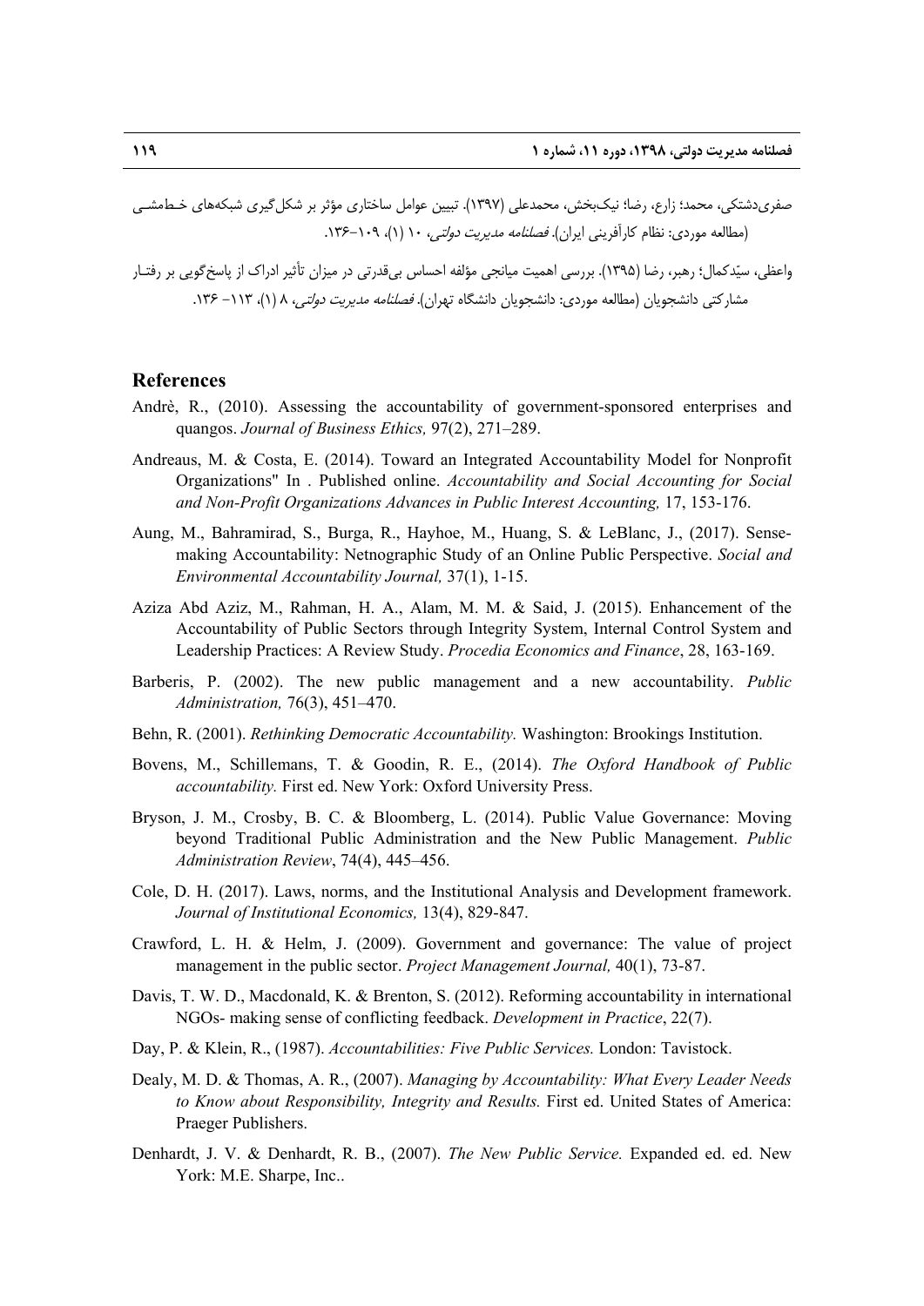صفری‌دشتکی، محمد؛ زارع، رضا؛ نیک‌بخش، محمدعلی (۱۳۹۷). تبیین عوامل ساختاری مؤثر بر شکل‌گیری شبکه‌های خط‌مشی (مطالعه موردی: نظام کارآفرینی ایران). *فصلنامه مدیریت دولتی*، ۱۰ (۱)، ۱۰۹–۱۳۶.

واعظی، سیّدکمال؛ رهبر، رضا (۱۳۹۵). بررسی اهمیت میانجی مؤلفه احساس بی‌قدرتی در میزان تأثیر ادراک از پاسخ‌گویی بر رفتار مشارکتی دانشجویان (مطالعه موردی: دانشجویان دانشگاه تهران). *فصلنامه مدیریت دولتی*، ۸ (۱)، ۱۱۳– ۱۳۶.

## References

Andrè, R., (2010). Assessing the accountability of government-sponsored enterprises and quangos. *Journal of Business Ethics,* 97(2), 271–289.

Andreaus, M. & Costa, E. (2014). Toward an Integrated Accountability Model for Nonprofit Organizations" In . Published online. *Accountability and Social Accounting for Social and Non-Profit Organizations Advances in Public Interest Accounting,* 17, 153-176.

Aung, M., Bahramirad, S., Burga, R., Hayhoe, M., Huang, S. & LeBlanc, J., (2017). Sense-making Accountability: Netnographic Study of an Online Public Perspective. *Social and Environmental Accountability Journal,* 37(1), 1-15.

Aziza Abd Aziz, M., Rahman, H. A., Alam, M. M. & Said, J. (2015). Enhancement of the Accountability of Public Sectors through Integrity System, Internal Control System and Leadership Practices: A Review Study. *Procedia Economics and Finance*, 28, 163-169.

Barberis, P. (2002). The new public management and a new accountability. *Public Administration,* 76(3), 451–470.

Behn, R. (2001). *Rethinking Democratic Accountability.* Washington: Brookings Institution.

Bovens, M., Schillemans, T. & Goodin, R. E., (2014). *The Oxford Handbook of Public accountability.* First ed. New York: Oxford University Press.

Bryson, J. M., Crosby, B. C. & Bloomberg, L. (2014). Public Value Governance: Moving beyond Traditional Public Administration and the New Public Management. *Public Administration Review*, 74(4), 445–456.

Cole, D. H. (2017). Laws, norms, and the Institutional Analysis and Development framework. *Journal of Institutional Economics,* 13(4), 829-847.

Crawford, L. H. & Helm, J. (2009). Government and governance: The value of project management in the public sector. *Project Management Journal,* 40(1), 73-87.

Davis, T. W. D., Macdonald, K. & Brenton, S. (2012). Reforming accountability in international NGOs- making sense of conflicting feedback. *Development in Practice*, 22(7).

Day, P. & Klein, R., (1987). *Accountabilities: Five Public Services.* London: Tavistock.

Dealy, M. D. & Thomas, A. R., (2007). *Managing by Accountability: What Every Leader Needs to Know about Responsibility, Integrity and Results.* First ed. United States of America: Praeger Publishers.

Denhardt, J. V. & Denhardt, R. B., (2007). *The New Public Service.* Expanded ed. ed. New York: M.E. Sharpe, Inc..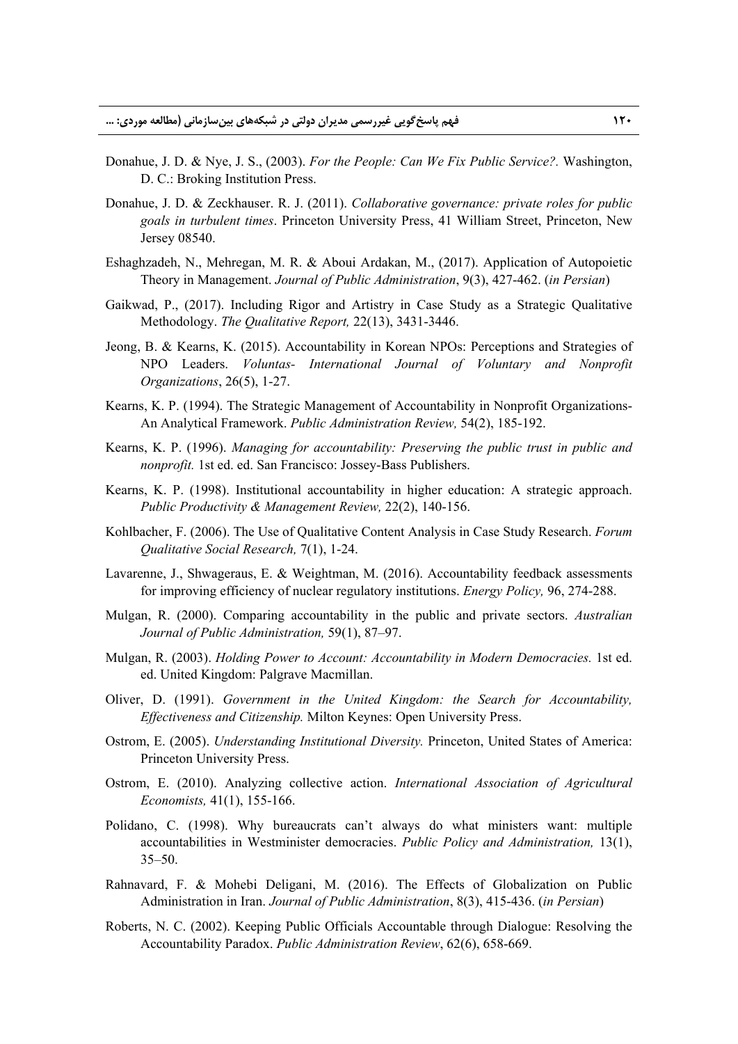Donahue, J. D. & Nye, J. S., (2003). *For the People: Can We Fix Public Service?.* Washington, D. C.: Broking Institution Press.

Donahue, J. D. & Zeckhauser. R. J. (2011). *Collaborative governance: private roles for public goals in turbulent times*. Princeton University Press, 41 William Street, Princeton, New Jersey 08540.

Eshaghzadeh, N., Mehregan, M. R. & Aboui Ardakan, M., (2017). Application of Autopoietic Theory in Management. *Journal of Public Administration*, 9(3), 427-462. (*in Persian*)

Gaikwad, P., (2017). Including Rigor and Artistry in Case Study as a Strategic Qualitative Methodology. *The Qualitative Report,* 22(13), 3431-3446.

Jeong, B. & Kearns, K. (2015). Accountability in Korean NPOs: Perceptions and Strategies of NPO Leaders. *Voluntas- International Journal of Voluntary and Nonprofit Organizations*, 26(5), 1-27.

Kearns, K. P. (1994). The Strategic Management of Accountability in Nonprofit Organizations- An Analytical Framework. *Public Administration Review,* 54(2), 185-192.

Kearns, K. P. (1996). *Managing for accountability: Preserving the public trust in public and nonprofit.* 1st ed. ed. San Francisco: Jossey-Bass Publishers.

Kearns, K. P. (1998). Institutional accountability in higher education: A strategic approach. *Public Productivity & Management Review,* 22(2), 140-156.

Kohlbacher, F. (2006). The Use of Qualitative Content Analysis in Case Study Research. *Forum Qualitative Social Research,* 7(1), 1-24.

Lavarenne, J., Shwageraus, E. & Weightman, M. (2016). Accountability feedback assessments for improving efficiency of nuclear regulatory institutions. *Energy Policy,* 96, 274-288.

Mulgan, R. (2000). Comparing accountability in the public and private sectors. *Australian Journal of Public Administration,* 59(1), 87–97.

Mulgan, R. (2003). *Holding Power to Account: Accountability in Modern Democracies.* 1st ed. ed. United Kingdom: Palgrave Macmillan.

Oliver, D. (1991). *Government in the United Kingdom: the Search for Accountability, Effectiveness and Citizenship.* Milton Keynes: Open University Press.

Ostrom, E. (2005). *Understanding Institutional Diversity.* Princeton, United States of America: Princeton University Press.

Ostrom, E. (2010). Analyzing collective action. *International Association of Agricultural Economists,* 41(1), 155-166.

Polidano, C. (1998). Why bureaucrats can't always do what ministers want: multiple accountabilities in Westminister democracies. *Public Policy and Administration,* 13(1), 35–50.

Rahnavard, F. & Mohebi Deligani, M. (2016). The Effects of Globalization on Public Administration in Iran. *Journal of Public Administration*, 8(3), 415-436. (*in Persian*)

Roberts, N. C. (2002). Keeping Public Officials Accountable through Dialogue: Resolving the Accountability Paradox. *Public Administration Review*, 62(6), 658-669.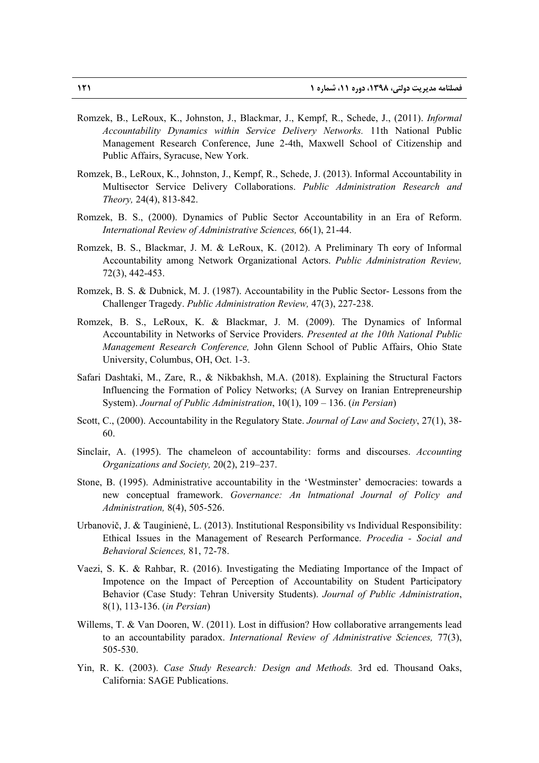Romzek, B., LeRoux, K., Johnston, J., Blackmar, J., Kempf, R., Schede, J., (2011). *Informal Accountability Dynamics within Service Delivery Networks.* 11th National Public Management Research Conference, June 2-4th, Maxwell School of Citizenship and Public Affairs, Syracuse, New York.

Romzek, B., LeRoux, K., Johnston, J., Kempf, R., Schede, J. (2013). Informal Accountability in Multisector Service Delivery Collaborations. *Public Administration Research and Theory,* 24(4), 813-842.

Romzek, B. S., (2000). Dynamics of Public Sector Accountability in an Era of Reform. *International Review of Administrative Sciences,* 66(1), 21-44.

Romzek, B. S., Blackmar, J. M. & LeRoux, K. (2012). A Preliminary Th eory of Informal Accountability among Network Organizational Actors. *Public Administration Review,* 72(3), 442-453.

Romzek, B. S. & Dubnick, M. J. (1987). Accountability in the Public Sector- Lessons from the Challenger Tragedy. *Public Administration Review,* 47(3), 227-238.

Romzek, B. S., LeRoux, K. & Blackmar, J. M. (2009). The Dynamics of Informal Accountability in Networks of Service Providers. *Presented at the 10th National Public Management Research Conference,* John Glenn School of Public Affairs, Ohio State University, Columbus, OH, Oct. 1-3.

Safari Dashtaki, M., Zare, R., & Nikbakhsh, M.A. (2018). Explaining the Structural Factors Influencing the Formation of Policy Networks; (A Survey on Iranian Entrepreneurship System). *Journal of Public Administration*, 10(1), 109 – 136. (*in Persian*)

Scott, C., (2000). Accountability in the Regulatory State. *Journal of Law and Society*, 27(1), 38-60.

Sinclair, A. (1995). The chameleon of accountability: forms and discourses. *Accounting Organizations and Society,* 20(2), 219–237.

Stone, B. (1995). Administrative accountability in the 'Westminster' democracies: towards a new conceptual framework. *Governance: An lntmational Journal of Policy and Administration,* 8(4), 505-526.

Urbanovič, J. & Tauginienė, L. (2013). Institutional Responsibility vs Individual Responsibility: Ethical Issues in the Management of Research Performance. *Procedia - Social and Behavioral Sciences,* 81, 72-78.

Vaezi, S. K. & Rahbar, R. (2016). Investigating the Mediating Importance of the Impact of Impotence on the Impact of Perception of Accountability on Student Participatory Behavior (Case Study: Tehran University Students). *Journal of Public Administration*, 8(1), 113-136. (*in Persian*)

Willems, T. & Van Dooren, W. (2011). Lost in diffusion? How collaborative arrangements lead to an accountability paradox. *International Review of Administrative Sciences,* 77(3), 505-530.

Yin, R. K. (2003). *Case Study Research: Design and Methods.* 3rd ed. Thousand Oaks, California: SAGE Publications.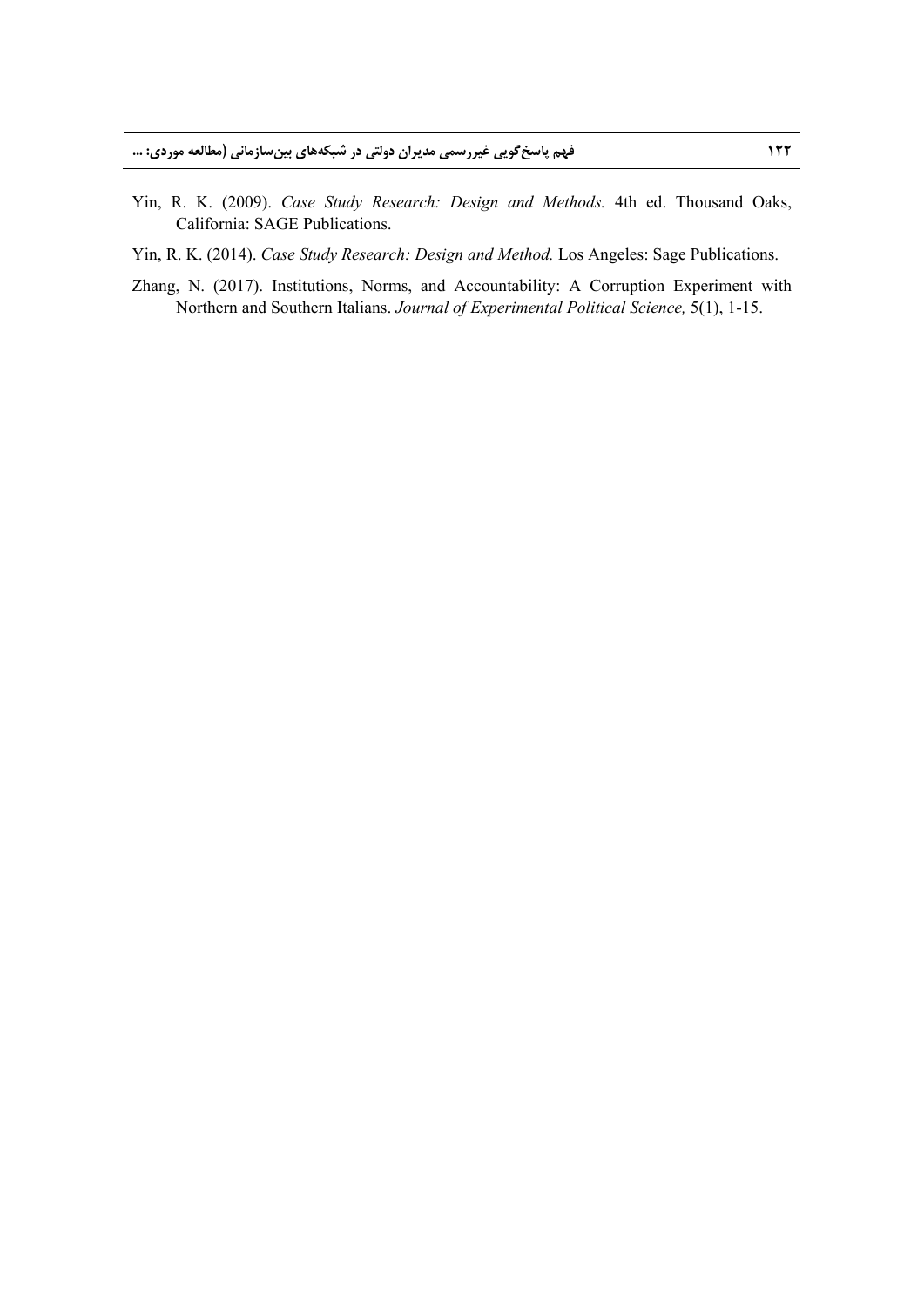Yin, R. K. (2009). *Case Study Research: Design and Methods.* 4th ed. Thousand Oaks, California: SAGE Publications.

Yin, R. K. (2014). *Case Study Research: Design and Method.* Los Angeles: Sage Publications.

Zhang, N. (2017). Institutions, Norms, and Accountability: A Corruption Experiment with Northern and Southern Italians. *Journal of Experimental Political Science,* 5(1), 1-15.